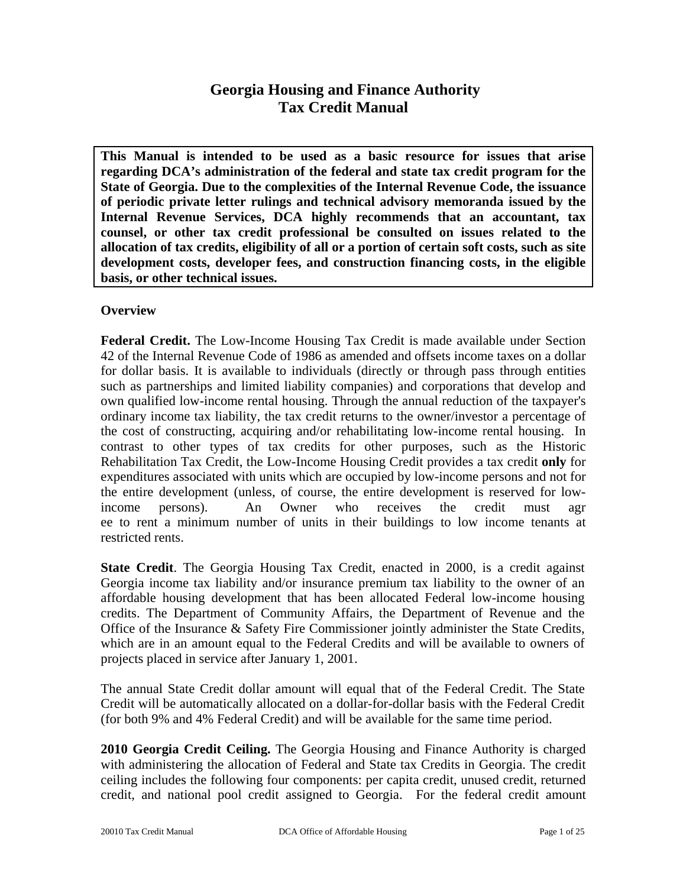# Georgia Housing and Finance Authority
# Tax Credit Manual

**This Manual is intended to be used as a basic resource for issues that arise regarding DCA's administration of the federal and state tax credit program for the State of Georgia. Due to the complexities of the Internal Revenue Code, the issuance of periodic private letter rulings and technical advisory memoranda issued by the Internal Revenue Services, DCA highly recommends that an accountant, tax counsel, or other tax credit professional be consulted on issues related to the allocation of tax credits, eligibility of all or a portion of certain soft costs, such as site development costs, developer fees, and construction financing costs, in the eligible basis, or other technical issues.**

## Overview

**Federal Credit.** The Low-Income Housing Tax Credit is made available under Section 42 of the Internal Revenue Code of 1986 as amended and offsets income taxes on a dollar for dollar basis. It is available to individuals (directly or through pass through entities such as partnerships and limited liability companies) and corporations that develop and own qualified low-income rental housing. Through the annual reduction of the taxpayer's ordinary income tax liability, the tax credit returns to the owner/investor a percentage of the cost of constructing, acquiring and/or rehabilitating low-income rental housing. In contrast to other types of tax credits for other purposes, such as the Historic Rehabilitation Tax Credit, the Low-Income Housing Credit provides a tax credit **only** for expenditures associated with units which are occupied by low-income persons and not for the entire development (unless, of course, the entire development is reserved for low-income persons). An Owner who receives the credit must agr ee to rent a minimum number of units in their buildings to low income tenants at restricted rents.

**State Credit**. The Georgia Housing Tax Credit, enacted in 2000, is a credit against Georgia income tax liability and/or insurance premium tax liability to the owner of an affordable housing development that has been allocated Federal low-income housing credits. The Department of Community Affairs, the Department of Revenue and the Office of the Insurance & Safety Fire Commissioner jointly administer the State Credits, which are in an amount equal to the Federal Credits and will be available to owners of projects placed in service after January 1, 2001.

The annual State Credit dollar amount will equal that of the Federal Credit. The State Credit will be automatically allocated on a dollar-for-dollar basis with the Federal Credit (for both 9% and 4% Federal Credit) and will be available for the same time period.

**2010 Georgia Credit Ceiling.** The Georgia Housing and Finance Authority is charged with administering the allocation of Federal and State tax Credits in Georgia. The credit ceiling includes the following four components: per capita credit, unused credit, returned credit, and national pool credit assigned to Georgia. For the federal credit amount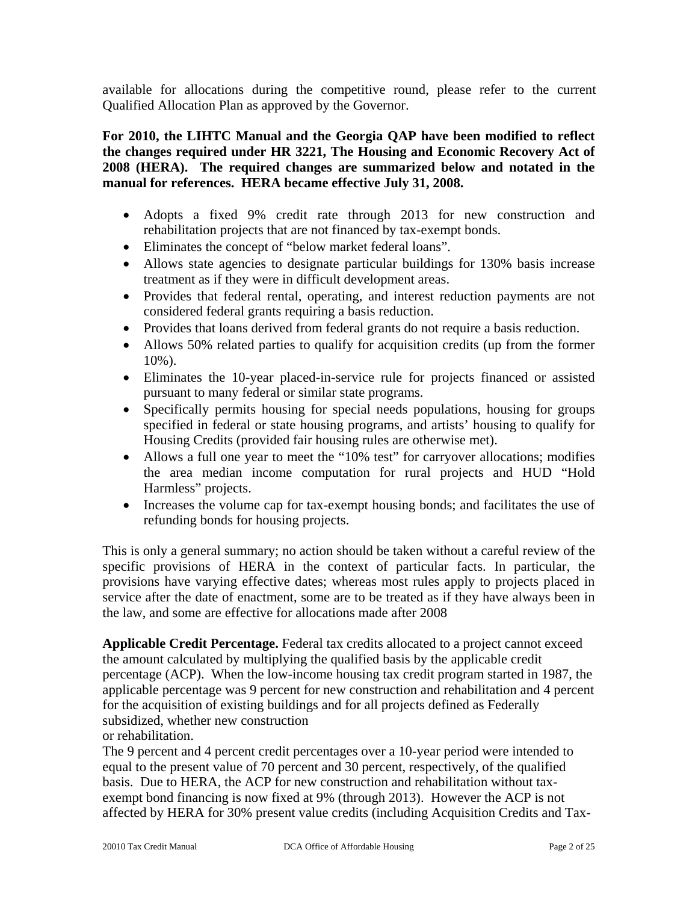available for allocations during the competitive round, please refer to the current Qualified Allocation Plan as approved by the Governor.

**For 2010, the LIHTC Manual and the Georgia QAP have been modified to reflect the changes required under HR 3221, The Housing and Economic Recovery Act of 2008 (HERA). The required changes are summarized below and notated in the manual for references. HERA became effective July 31, 2008.**

- Adopts a fixed 9% credit rate through 2013 for new construction and rehabilitation projects that are not financed by tax-exempt bonds.
- Eliminates the concept of "below market federal loans".
- Allows state agencies to designate particular buildings for 130% basis increase treatment as if they were in difficult development areas.
- Provides that federal rental, operating, and interest reduction payments are not considered federal grants requiring a basis reduction.
- Provides that loans derived from federal grants do not require a basis reduction.
- Allows 50% related parties to qualify for acquisition credits (up from the former 10%).
- Eliminates the 10-year placed-in-service rule for projects financed or assisted pursuant to many federal or similar state programs.
- Specifically permits housing for special needs populations, housing for groups specified in federal or state housing programs, and artists' housing to qualify for Housing Credits (provided fair housing rules are otherwise met).
- Allows a full one year to meet the "10% test" for carryover allocations; modifies the area median income computation for rural projects and HUD "Hold Harmless" projects.
- Increases the volume cap for tax-exempt housing bonds; and facilitates the use of refunding bonds for housing projects.

This is only a general summary; no action should be taken without a careful review of the specific provisions of HERA in the context of particular facts. In particular, the provisions have varying effective dates; whereas most rules apply to projects placed in service after the date of enactment, some are to be treated as if they have always been in the law, and some are effective for allocations made after 2008

**Applicable Credit Percentage.** Federal tax credits allocated to a project cannot exceed the amount calculated by multiplying the qualified basis by the applicable credit percentage (ACP). When the low-income housing tax credit program started in 1987, the applicable percentage was 9 percent for new construction and rehabilitation and 4 percent for the acquisition of existing buildings and for all projects defined as Federally subsidized, whether new construction or rehabilitation.

The 9 percent and 4 percent credit percentages over a 10-year period were intended to equal to the present value of 70 percent and 30 percent, respectively, of the qualified basis. Due to HERA, the ACP for new construction and rehabilitation without tax-exempt bond financing is now fixed at 9% (through 2013). However the ACP is not affected by HERA for 30% present value credits (including Acquisition Credits and Tax-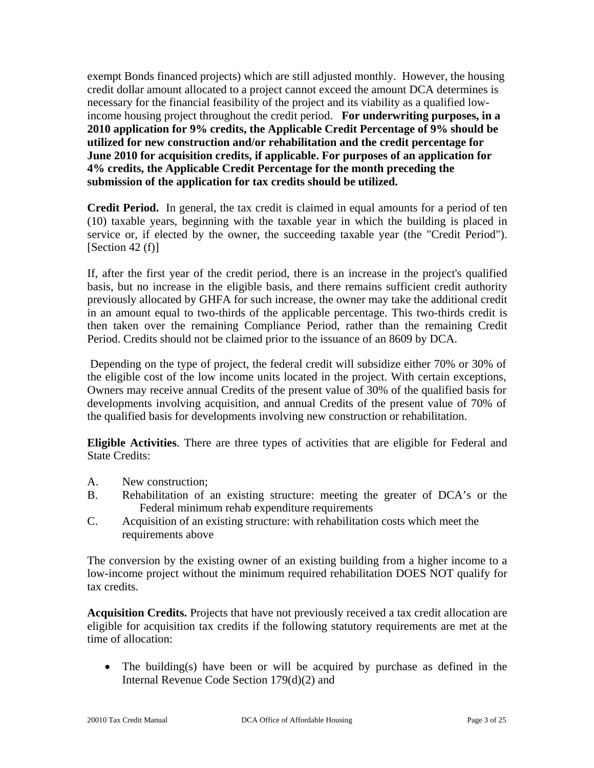exempt Bonds financed projects) which are still adjusted monthly. However, the housing credit dollar amount allocated to a project cannot exceed the amount DCA determines is necessary for the financial feasibility of the project and its viability as a qualified low-income housing project throughout the credit period. **For underwriting purposes, in a 2010 application for 9% credits, the Applicable Credit Percentage of 9% should be utilized for new construction and/or rehabilitation and the credit percentage for June 2010 for acquisition credits, if applicable. For purposes of an application for 4% credits, the Applicable Credit Percentage for the month preceding the submission of the application for tax credits should be utilized.**

**Credit Period.** In general, the tax credit is claimed in equal amounts for a period of ten (10) taxable years, beginning with the taxable year in which the building is placed in service or, if elected by the owner, the succeeding taxable year (the "Credit Period"). [Section 42 (f)]

If, after the first year of the credit period, there is an increase in the project's qualified basis, but no increase in the eligible basis, and there remains sufficient credit authority previously allocated by GHFA for such increase, the owner may take the additional credit in an amount equal to two-thirds of the applicable percentage. This two-thirds credit is then taken over the remaining Compliance Period, rather than the remaining Credit Period. Credits should not be claimed prior to the issuance of an 8609 by DCA.

Depending on the type of project, the federal credit will subsidize either 70% or 30% of the eligible cost of the low income units located in the project. With certain exceptions, Owners may receive annual Credits of the present value of 30% of the qualified basis for developments involving acquisition, and annual Credits of the present value of 70% of the qualified basis for developments involving new construction or rehabilitation.

**Eligible Activities**. There are three types of activities that are eligible for Federal and State Credits:

A. New construction;
B. Rehabilitation of an existing structure: meeting the greater of DCA's or the Federal minimum rehab expenditure requirements
C. Acquisition of an existing structure: with rehabilitation costs which meet the requirements above

The conversion by the existing owner of an existing building from a higher income to a low-income project without the minimum required rehabilitation DOES NOT qualify for tax credits.

**Acquisition Credits.** Projects that have not previously received a tax credit allocation are eligible for acquisition tax credits if the following statutory requirements are met at the time of allocation:

- The building(s) have been or will be acquired by purchase as defined in the Internal Revenue Code Section 179(d)(2) and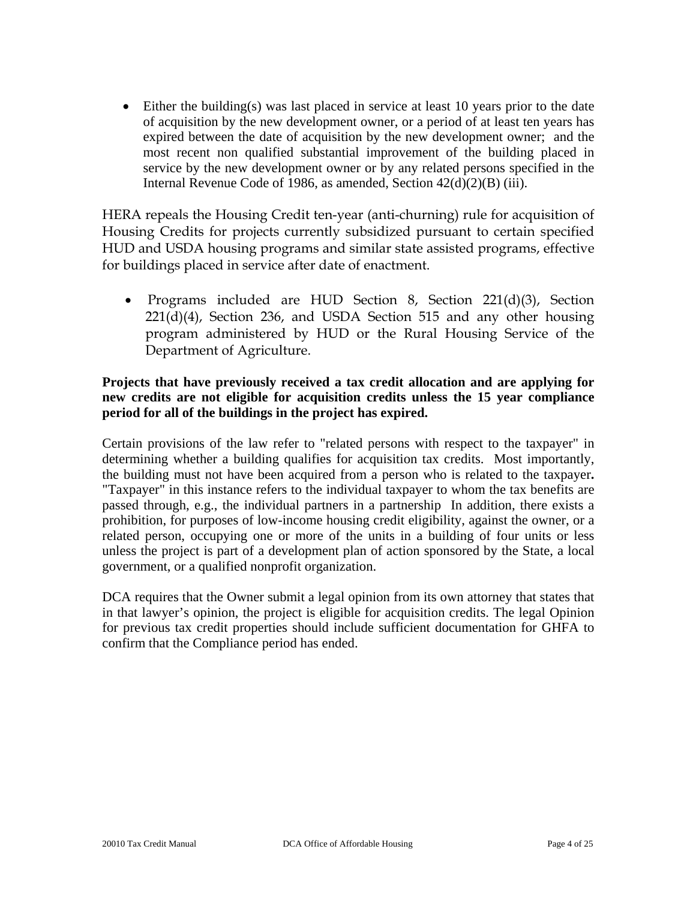- Either the building(s) was last placed in service at least 10 years prior to the date of acquisition by the new development owner, or a period of at least ten years has expired between the date of acquisition by the new development owner; and the most recent non qualified substantial improvement of the building placed in service by the new development owner or by any related persons specified in the Internal Revenue Code of 1986, as amended, Section 42(d)(2)(B) (iii).

HERA repeals the Housing Credit ten-year (anti-churning) rule for acquisition of Housing Credits for projects currently subsidized pursuant to certain specified HUD and USDA housing programs and similar state assisted programs, effective for buildings placed in service after date of enactment.

- Programs included are HUD Section 8, Section 221(d)(3), Section 221(d)(4), Section 236, and USDA Section 515 and any other housing program administered by HUD or the Rural Housing Service of the Department of Agriculture.

**Projects that have previously received a tax credit allocation and are applying for new credits are not eligible for acquisition credits unless the 15 year compliance period for all of the buildings in the project has expired.**

Certain provisions of the law refer to "related persons with respect to the taxpayer" in determining whether a building qualifies for acquisition tax credits. Most importantly, the building must not have been acquired from a person who is related to the taxpayer**.** "Taxpayer" in this instance refers to the individual taxpayer to whom the tax benefits are passed through, e.g., the individual partners in a partnership In addition, there exists a prohibition, for purposes of low-income housing credit eligibility, against the owner, or a related person, occupying one or more of the units in a building of four units or less unless the project is part of a development plan of action sponsored by the State, a local government, or a qualified nonprofit organization.

DCA requires that the Owner submit a legal opinion from its own attorney that states that in that lawyer's opinion, the project is eligible for acquisition credits. The legal Opinion for previous tax credit properties should include sufficient documentation for GHFA to confirm that the Compliance period has ended.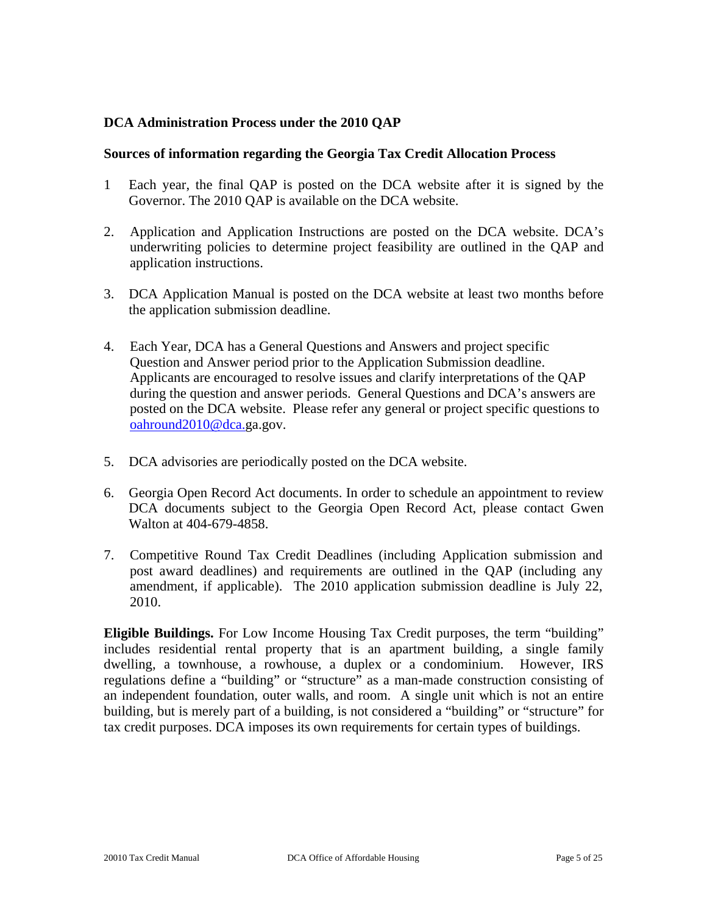**DCA Administration Process under the 2010 QAP**

**Sources of information regarding the Georgia Tax Credit Allocation Process**

1. Each year, the final QAP is posted on the DCA website after it is signed by the Governor. The 2010 QAP is available on the DCA website.

2. Application and Application Instructions are posted on the DCA website. DCA's underwriting policies to determine project feasibility are outlined in the QAP and application instructions.

3. DCA Application Manual is posted on the DCA website at least two months before the application submission deadline.

4. Each Year, DCA has a General Questions and Answers and project specific Question and Answer period prior to the Application Submission deadline. Applicants are encouraged to resolve issues and clarify interpretations of the QAP during the question and answer periods. General Questions and DCA's answers are posted on the DCA website. Please refer any general or project specific questions to oahround2010@dca.ga.gov.

5. DCA advisories are periodically posted on the DCA website.

6. Georgia Open Record Act documents. In order to schedule an appointment to review DCA documents subject to the Georgia Open Record Act, please contact Gwen Walton at 404-679-4858.

7. Competitive Round Tax Credit Deadlines (including Application submission and post award deadlines) and requirements are outlined in the QAP (including any amendment, if applicable). The 2010 application submission deadline is July 22, 2010.

**Eligible Buildings.** For Low Income Housing Tax Credit purposes, the term "building" includes residential rental property that is an apartment building, a single family dwelling, a townhouse, a rowhouse, a duplex or a condominium. However, IRS regulations define a "building" or "structure" as a man-made construction consisting of an independent foundation, outer walls, and room. A single unit which is not an entire building, but is merely part of a building, is not considered a "building" or "structure" for tax credit purposes. DCA imposes its own requirements for certain types of buildings.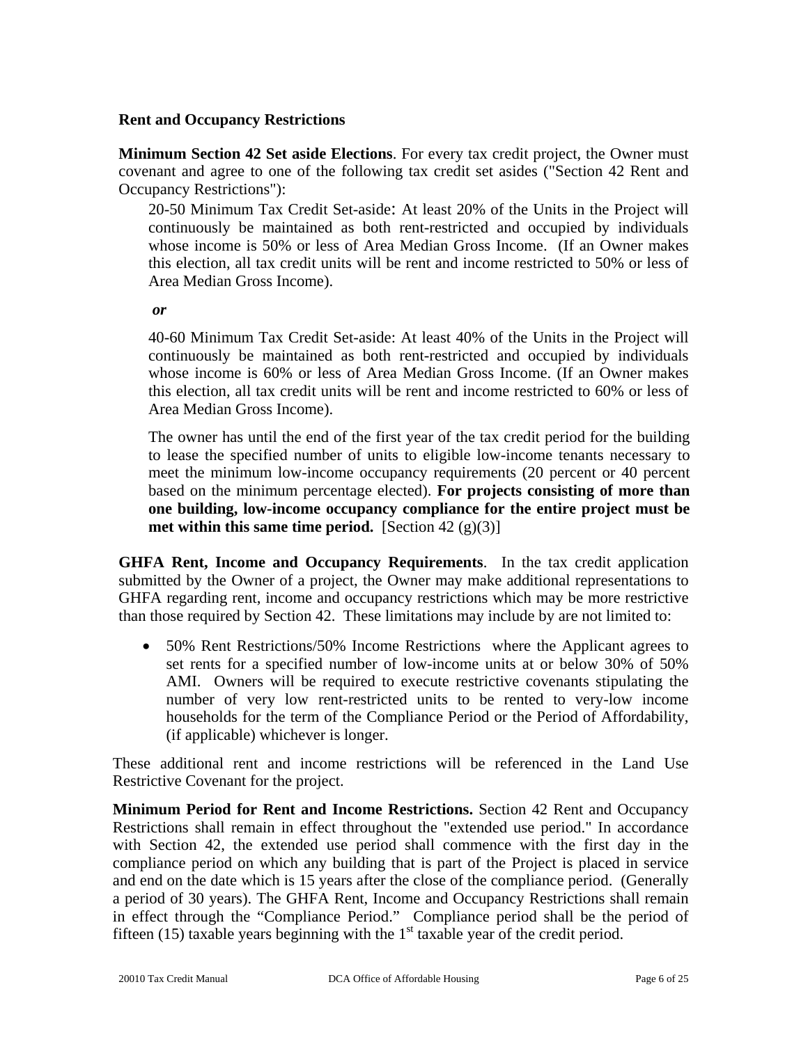**Rent and Occupancy Restrictions**

**Minimum Section 42 Set aside Elections**. For every tax credit project, the Owner must covenant and agree to one of the following tax credit set asides ("Section 42 Rent and Occupancy Restrictions"):

20-50 Minimum Tax Credit Set-aside: At least 20% of the Units in the Project will continuously be maintained as both rent-restricted and occupied by individuals whose income is 50% or less of Area Median Gross Income. (If an Owner makes this election, all tax credit units will be rent and income restricted to 50% or less of Area Median Gross Income).

*or*

40-60 Minimum Tax Credit Set-aside: At least 40% of the Units in the Project will continuously be maintained as both rent-restricted and occupied by individuals whose income is 60% or less of Area Median Gross Income. (If an Owner makes this election, all tax credit units will be rent and income restricted to 60% or less of Area Median Gross Income).

The owner has until the end of the first year of the tax credit period for the building to lease the specified number of units to eligible low-income tenants necessary to meet the minimum low-income occupancy requirements (20 percent or 40 percent based on the minimum percentage elected). **For projects consisting of more than one building, low-income occupancy compliance for the entire project must be met within this same time period.** [Section 42 (g)(3)]

**GHFA Rent, Income and Occupancy Requirements**. In the tax credit application submitted by the Owner of a project, the Owner may make additional representations to GHFA regarding rent, income and occupancy restrictions which may be more restrictive than those required by Section 42. These limitations may include by are not limited to:

- 50% Rent Restrictions/50% Income Restrictions where the Applicant agrees to set rents for a specified number of low-income units at or below 30% of 50% AMI. Owners will be required to execute restrictive covenants stipulating the number of very low rent-restricted units to be rented to very-low income households for the term of the Compliance Period or the Period of Affordability, (if applicable) whichever is longer.

These additional rent and income restrictions will be referenced in the Land Use Restrictive Covenant for the project.

**Minimum Period for Rent and Income Restrictions.** Section 42 Rent and Occupancy Restrictions shall remain in effect throughout the "extended use period." In accordance with Section 42, the extended use period shall commence with the first day in the compliance period on which any building that is part of the Project is placed in service and end on the date which is 15 years after the close of the compliance period. (Generally a period of 30 years). The GHFA Rent, Income and Occupancy Restrictions shall remain in effect through the "Compliance Period." Compliance period shall be the period of fifteen (15) taxable years beginning with the 1st taxable year of the credit period.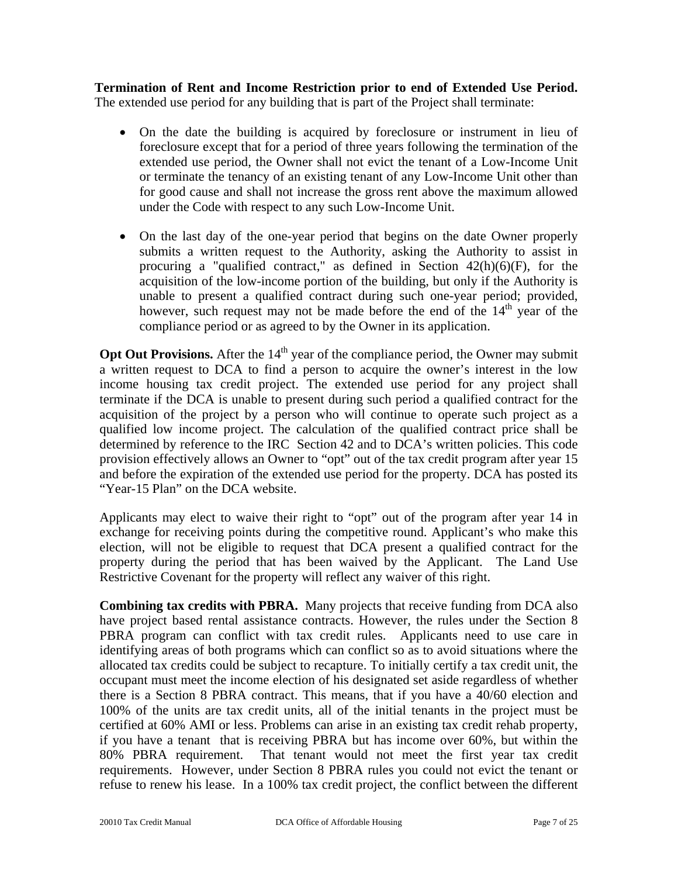**Termination of Rent and Income Restriction prior to end of Extended Use Period.** The extended use period for any building that is part of the Project shall terminate:

- On the date the building is acquired by foreclosure or instrument in lieu of foreclosure except that for a period of three years following the termination of the extended use period, the Owner shall not evict the tenant of a Low-Income Unit or terminate the tenancy of an existing tenant of any Low-Income Unit other than for good cause and shall not increase the gross rent above the maximum allowed under the Code with respect to any such Low-Income Unit.

- On the last day of the one-year period that begins on the date Owner properly submits a written request to the Authority, asking the Authority to assist in procuring a "qualified contract," as defined in Section 42(h)(6)(F), for the acquisition of the low-income portion of the building, but only if the Authority is unable to present a qualified contract during such one-year period; provided, however, such request may not be made before the end of the 14th year of the compliance period or as agreed to by the Owner in its application.

**Opt Out Provisions.** After the 14th year of the compliance period, the Owner may submit a written request to DCA to find a person to acquire the owner's interest in the low income housing tax credit project. The extended use period for any project shall terminate if the DCA is unable to present during such period a qualified contract for the acquisition of the project by a person who will continue to operate such project as a qualified low income project. The calculation of the qualified contract price shall be determined by reference to the IRC Section 42 and to DCA's written policies. This code provision effectively allows an Owner to "opt" out of the tax credit program after year 15 and before the expiration of the extended use period for the property. DCA has posted its "Year-15 Plan" on the DCA website.

Applicants may elect to waive their right to "opt" out of the program after year 14 in exchange for receiving points during the competitive round. Applicant's who make this election, will not be eligible to request that DCA present a qualified contract for the property during the period that has been waived by the Applicant. The Land Use Restrictive Covenant for the property will reflect any waiver of this right.

**Combining tax credits with PBRA.** Many projects that receive funding from DCA also have project based rental assistance contracts. However, the rules under the Section 8 PBRA program can conflict with tax credit rules. Applicants need to use care in identifying areas of both programs which can conflict so as to avoid situations where the allocated tax credits could be subject to recapture. To initially certify a tax credit unit, the occupant must meet the income election of his designated set aside regardless of whether there is a Section 8 PBRA contract. This means, that if you have a 40/60 election and 100% of the units are tax credit units, all of the initial tenants in the project must be certified at 60% AMI or less. Problems can arise in an existing tax credit rehab property, if you have a tenant that is receiving PBRA but has income over 60%, but within the 80% PBRA requirement. That tenant would not meet the first year tax credit requirements. However, under Section 8 PBRA rules you could not evict the tenant or refuse to renew his lease. In a 100% tax credit project, the conflict between the different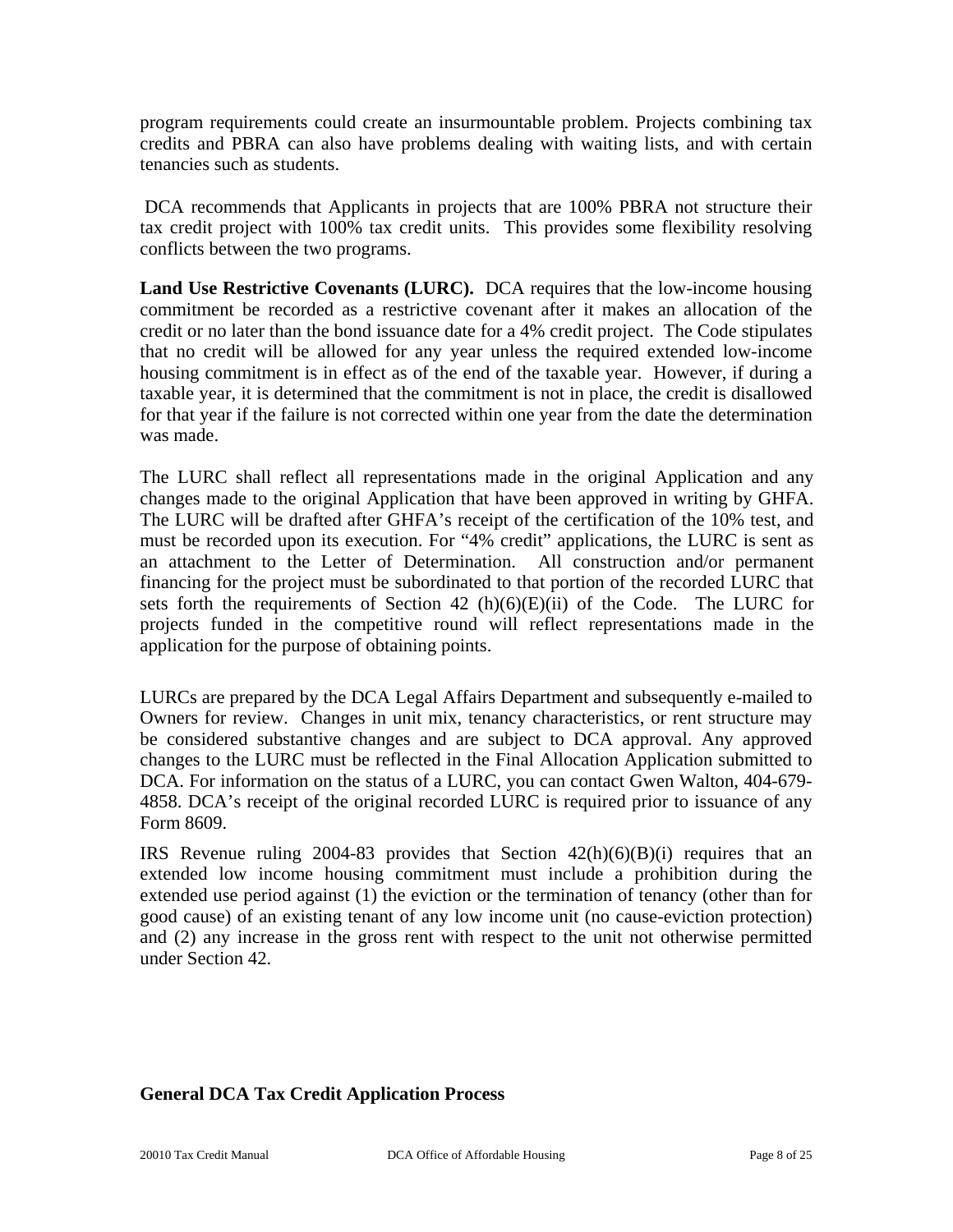program requirements could create an insurmountable problem. Projects combining tax credits and PBRA can also have problems dealing with waiting lists, and with certain tenancies such as students.

DCA recommends that Applicants in projects that are 100% PBRA not structure their tax credit project with 100% tax credit units. This provides some flexibility resolving conflicts between the two programs.

**Land Use Restrictive Covenants (LURC).** DCA requires that the low-income housing commitment be recorded as a restrictive covenant after it makes an allocation of the credit or no later than the bond issuance date for a 4% credit project. The Code stipulates that no credit will be allowed for any year unless the required extended low-income housing commitment is in effect as of the end of the taxable year. However, if during a taxable year, it is determined that the commitment is not in place, the credit is disallowed for that year if the failure is not corrected within one year from the date the determination was made.

The LURC shall reflect all representations made in the original Application and any changes made to the original Application that have been approved in writing by GHFA. The LURC will be drafted after GHFA's receipt of the certification of the 10% test, and must be recorded upon its execution. For "4% credit" applications, the LURC is sent as an attachment to the Letter of Determination. All construction and/or permanent financing for the project must be subordinated to that portion of the recorded LURC that sets forth the requirements of Section 42 (h)(6)(E)(ii) of the Code. The LURC for projects funded in the competitive round will reflect representations made in the application for the purpose of obtaining points.

LURCs are prepared by the DCA Legal Affairs Department and subsequently e-mailed to Owners for review. Changes in unit mix, tenancy characteristics, or rent structure may be considered substantive changes and are subject to DCA approval. Any approved changes to the LURC must be reflected in the Final Allocation Application submitted to DCA. For information on the status of a LURC, you can contact Gwen Walton, 404-679-4858. DCA's receipt of the original recorded LURC is required prior to issuance of any Form 8609.

IRS Revenue ruling 2004-83 provides that Section 42(h)(6)(B)(i) requires that an extended low income housing commitment must include a prohibition during the extended use period against (1) the eviction or the termination of tenancy (other than for good cause) of an existing tenant of any low income unit (no cause-eviction protection) and (2) any increase in the gross rent with respect to the unit not otherwise permitted under Section 42.

### General DCA Tax Credit Application Process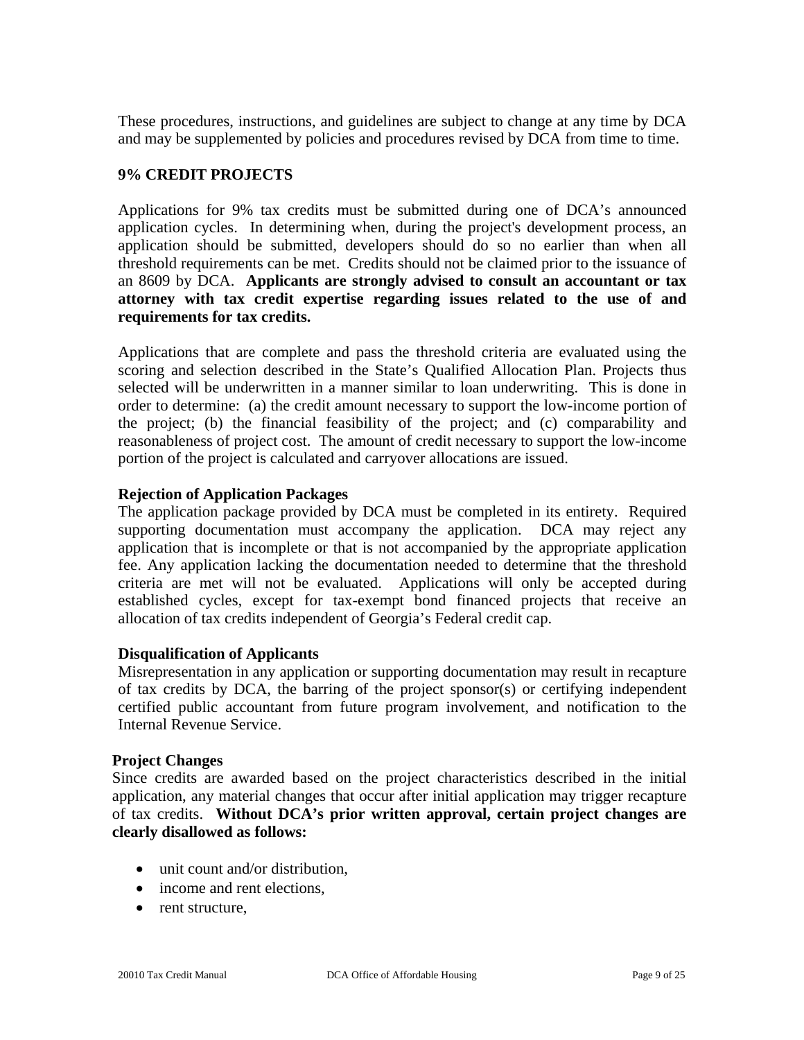These procedures, instructions, and guidelines are subject to change at any time by DCA and may be supplemented by policies and procedures revised by DCA from time to time.

## 9% CREDIT PROJECTS

Applications for 9% tax credits must be submitted during one of DCA's announced application cycles. In determining when, during the project's development process, an application should be submitted, developers should do so no earlier than when all threshold requirements can be met. Credits should not be claimed prior to the issuance of an 8609 by DCA. **Applicants are strongly advised to consult an accountant or tax attorney with tax credit expertise regarding issues related to the use of and requirements for tax credits.**

Applications that are complete and pass the threshold criteria are evaluated using the scoring and selection described in the State's Qualified Allocation Plan. Projects thus selected will be underwritten in a manner similar to loan underwriting. This is done in order to determine: (a) the credit amount necessary to support the low-income portion of the project; (b) the financial feasibility of the project; and (c) comparability and reasonableness of project cost. The amount of credit necessary to support the low-income portion of the project is calculated and carryover allocations are issued.

### Rejection of Application Packages

The application package provided by DCA must be completed in its entirety. Required supporting documentation must accompany the application. DCA may reject any application that is incomplete or that is not accompanied by the appropriate application fee. Any application lacking the documentation needed to determine that the threshold criteria are met will not be evaluated. Applications will only be accepted during established cycles, except for tax-exempt bond financed projects that receive an allocation of tax credits independent of Georgia's Federal credit cap.

### Disqualification of Applicants

Misrepresentation in any application or supporting documentation may result in recapture of tax credits by DCA, the barring of the project sponsor(s) or certifying independent certified public accountant from future program involvement, and notification to the Internal Revenue Service.

### Project Changes

Since credits are awarded based on the project characteristics described in the initial application, any material changes that occur after initial application may trigger recapture of tax credits. **Without DCA's prior written approval, certain project changes are clearly disallowed as follows:**

- unit count and/or distribution,
- income and rent elections,
- rent structure,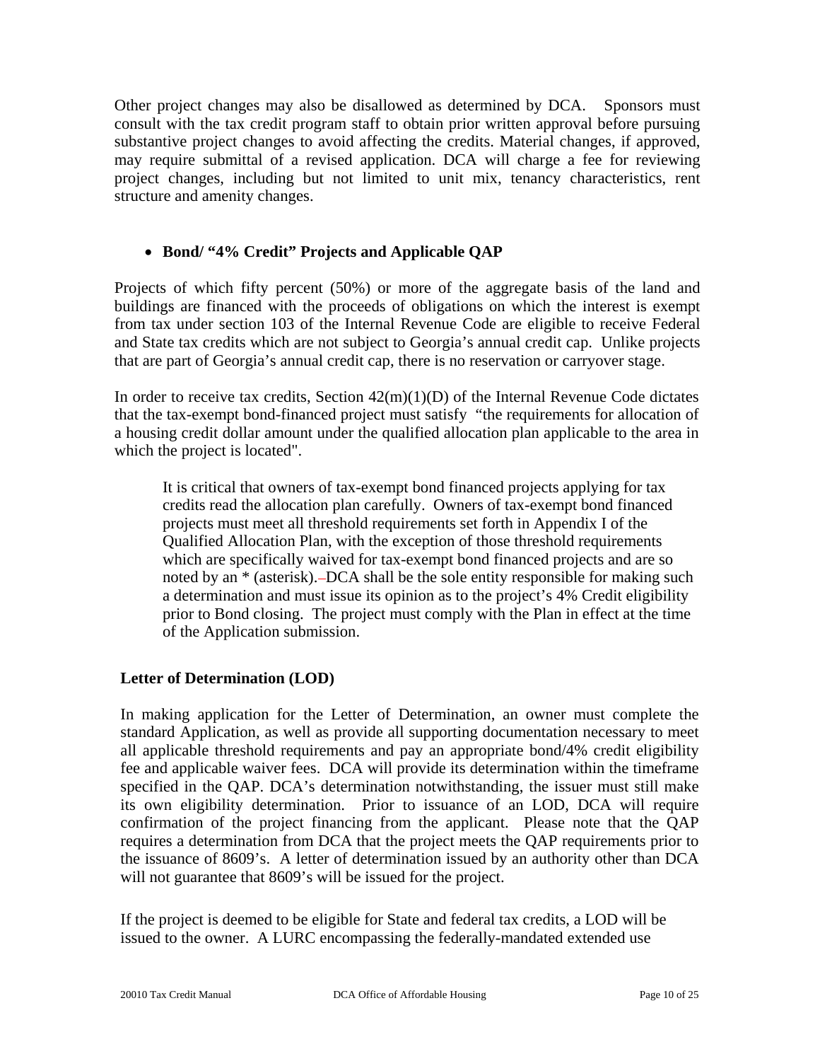Other project changes may also be disallowed as determined by DCA. Sponsors must consult with the tax credit program staff to obtain prior written approval before pursuing substantive project changes to avoid affecting the credits. Material changes, if approved, may require submittal of a revised application. DCA will charge a fee for reviewing project changes, including but not limited to unit mix, tenancy characteristics, rent structure and amenity changes.

- **Bond/ "4% Credit" Projects and Applicable QAP**

Projects of which fifty percent (50%) or more of the aggregate basis of the land and buildings are financed with the proceeds of obligations on which the interest is exempt from tax under section 103 of the Internal Revenue Code are eligible to receive Federal and State tax credits which are not subject to Georgia's annual credit cap. Unlike projects that are part of Georgia's annual credit cap, there is no reservation or carryover stage.

In order to receive tax credits, Section 42(m)(1)(D) of the Internal Revenue Code dictates that the tax-exempt bond-financed project must satisfy "the requirements for allocation of a housing credit dollar amount under the qualified allocation plan applicable to the area in which the project is located".

> It is critical that owners of tax-exempt bond financed projects applying for tax credits read the allocation plan carefully. Owners of tax-exempt bond financed projects must meet all threshold requirements set forth in Appendix I of the Qualified Allocation Plan, with the exception of those threshold requirements which are specifically waived for tax-exempt bond financed projects and are so noted by an * (asterisk). DCA shall be the sole entity responsible for making such a determination and must issue its opinion as to the project's 4% Credit eligibility prior to Bond closing. The project must comply with the Plan in effect at the time of the Application submission.

**Letter of Determination (LOD)**

In making application for the Letter of Determination, an owner must complete the standard Application, as well as provide all supporting documentation necessary to meet all applicable threshold requirements and pay an appropriate bond/4% credit eligibility fee and applicable waiver fees. DCA will provide its determination within the timeframe specified in the QAP. DCA's determination notwithstanding, the issuer must still make its own eligibility determination. Prior to issuance of an LOD, DCA will require confirmation of the project financing from the applicant. Please note that the QAP requires a determination from DCA that the project meets the QAP requirements prior to the issuance of 8609's. A letter of determination issued by an authority other than DCA will not guarantee that 8609's will be issued for the project.

If the project is deemed to be eligible for State and federal tax credits, a LOD will be issued to the owner. A LURC encompassing the federally-mandated extended use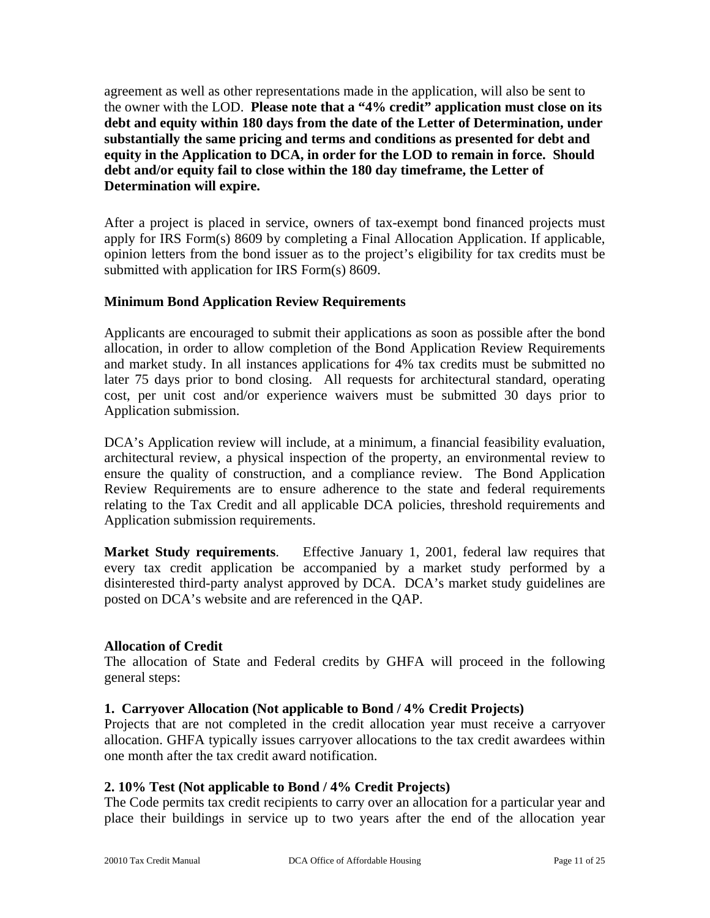agreement as well as other representations made in the application, will also be sent to the owner with the LOD. **Please note that a "4% credit" application must close on its debt and equity within 180 days from the date of the Letter of Determination, under substantially the same pricing and terms and conditions as presented for debt and equity in the Application to DCA, in order for the LOD to remain in force. Should debt and/or equity fail to close within the 180 day timeframe, the Letter of Determination will expire.**

After a project is placed in service, owners of tax-exempt bond financed projects must apply for IRS Form(s) 8609 by completing a Final Allocation Application. If applicable, opinion letters from the bond issuer as to the project's eligibility for tax credits must be submitted with application for IRS Form(s) 8609.

**Minimum Bond Application Review Requirements**

Applicants are encouraged to submit their applications as soon as possible after the bond allocation, in order to allow completion of the Bond Application Review Requirements and market study. In all instances applications for 4% tax credits must be submitted no later 75 days prior to bond closing. All requests for architectural standard, operating cost, per unit cost and/or experience waivers must be submitted 30 days prior to Application submission.

DCA's Application review will include, at a minimum, a financial feasibility evaluation, architectural review, a physical inspection of the property, an environmental review to ensure the quality of construction, and a compliance review. The Bond Application Review Requirements are to ensure adherence to the state and federal requirements relating to the Tax Credit and all applicable DCA policies, threshold requirements and Application submission requirements.

**Market Study requirements**. Effective January 1, 2001, federal law requires that every tax credit application be accompanied by a market study performed by a disinterested third-party analyst approved by DCA. DCA's market study guidelines are posted on DCA's website and are referenced in the QAP.

**Allocation of Credit**

The allocation of State and Federal credits by GHFA will proceed in the following general steps:

**1. Carryover Allocation (Not applicable to Bond / 4% Credit Projects)**

Projects that are not completed in the credit allocation year must receive a carryover allocation. GHFA typically issues carryover allocations to the tax credit awardees within one month after the tax credit award notification.

**2. 10% Test (Not applicable to Bond / 4% Credit Projects)**

The Code permits tax credit recipients to carry over an allocation for a particular year and place their buildings in service up to two years after the end of the allocation year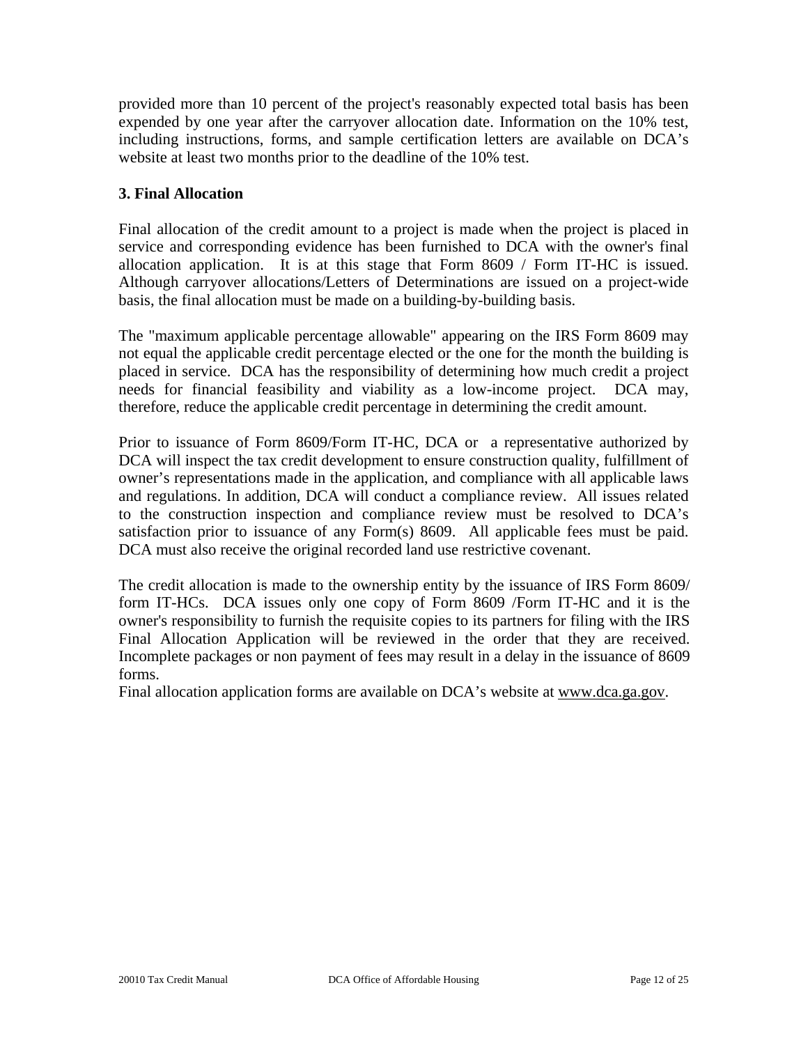provided more than 10 percent of the project's reasonably expected total basis has been expended by one year after the carryover allocation date. Information on the 10% test, including instructions, forms, and sample certification letters are available on DCA's website at least two months prior to the deadline of the 10% test.

### 3. Final Allocation

Final allocation of the credit amount to a project is made when the project is placed in service and corresponding evidence has been furnished to DCA with the owner's final allocation application. It is at this stage that Form 8609 / Form IT-HC is issued. Although carryover allocations/Letters of Determinations are issued on a project-wide basis, the final allocation must be made on a building-by-building basis.

The "maximum applicable percentage allowable" appearing on the IRS Form 8609 may not equal the applicable credit percentage elected or the one for the month the building is placed in service. DCA has the responsibility of determining how much credit a project needs for financial feasibility and viability as a low-income project. DCA may, therefore, reduce the applicable credit percentage in determining the credit amount.

Prior to issuance of Form 8609/Form IT-HC, DCA or a representative authorized by DCA will inspect the tax credit development to ensure construction quality, fulfillment of owner's representations made in the application, and compliance with all applicable laws and regulations. In addition, DCA will conduct a compliance review. All issues related to the construction inspection and compliance review must be resolved to DCA's satisfaction prior to issuance of any Form(s) 8609. All applicable fees must be paid. DCA must also receive the original recorded land use restrictive covenant.

The credit allocation is made to the ownership entity by the issuance of IRS Form 8609/ form IT-HCs. DCA issues only one copy of Form 8609 /Form IT-HC and it is the owner's responsibility to furnish the requisite copies to its partners for filing with the IRS Final Allocation Application will be reviewed in the order that they are received. Incomplete packages or non payment of fees may result in a delay in the issuance of 8609 forms.

Final allocation application forms are available on DCA's website at www.dca.ga.gov.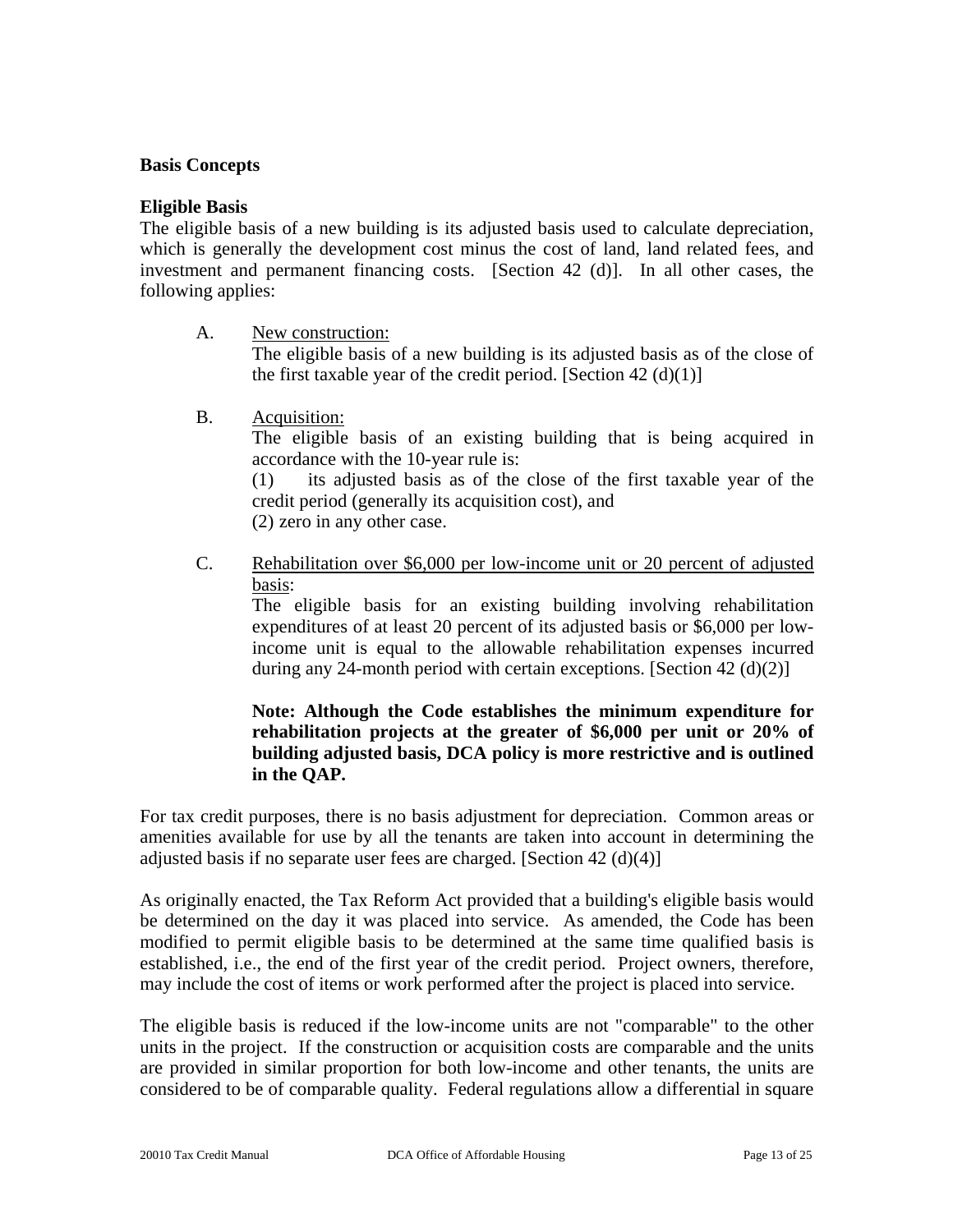## Basis Concepts

### Eligible Basis

The eligible basis of a new building is its adjusted basis used to calculate depreciation, which is generally the development cost minus the cost of land, land related fees, and investment and permanent financing costs. [Section 42 (d)]. In all other cases, the following applies:

A. New construction:
The eligible basis of a new building is its adjusted basis as of the close of the first taxable year of the credit period. [Section 42 (d)(1)]

B. Acquisition:
The eligible basis of an existing building that is being acquired in accordance with the 10-year rule is:
(1) its adjusted basis as of the close of the first taxable year of the credit period (generally its acquisition cost), and
(2) zero in any other case.

C. Rehabilitation over $6,000 per low-income unit or 20 percent of adjusted basis:
The eligible basis for an existing building involving rehabilitation expenditures of at least 20 percent of its adjusted basis or $6,000 per low-income unit is equal to the allowable rehabilitation expenses incurred during any 24-month period with certain exceptions. [Section 42 (d)(2)]

**Note: Although the Code establishes the minimum expenditure for rehabilitation projects at the greater of $6,000 per unit or 20% of building adjusted basis, DCA policy is more restrictive and is outlined in the QAP.**

For tax credit purposes, there is no basis adjustment for depreciation. Common areas or amenities available for use by all the tenants are taken into account in determining the adjusted basis if no separate user fees are charged. [Section 42 (d)(4)]

As originally enacted, the Tax Reform Act provided that a building's eligible basis would be determined on the day it was placed into service. As amended, the Code has been modified to permit eligible basis to be determined at the same time qualified basis is established, i.e., the end of the first year of the credit period. Project owners, therefore, may include the cost of items or work performed after the project is placed into service.

The eligible basis is reduced if the low-income units are not "comparable" to the other units in the project. If the construction or acquisition costs are comparable and the units are provided in similar proportion for both low-income and other tenants, the units are considered to be of comparable quality. Federal regulations allow a differential in square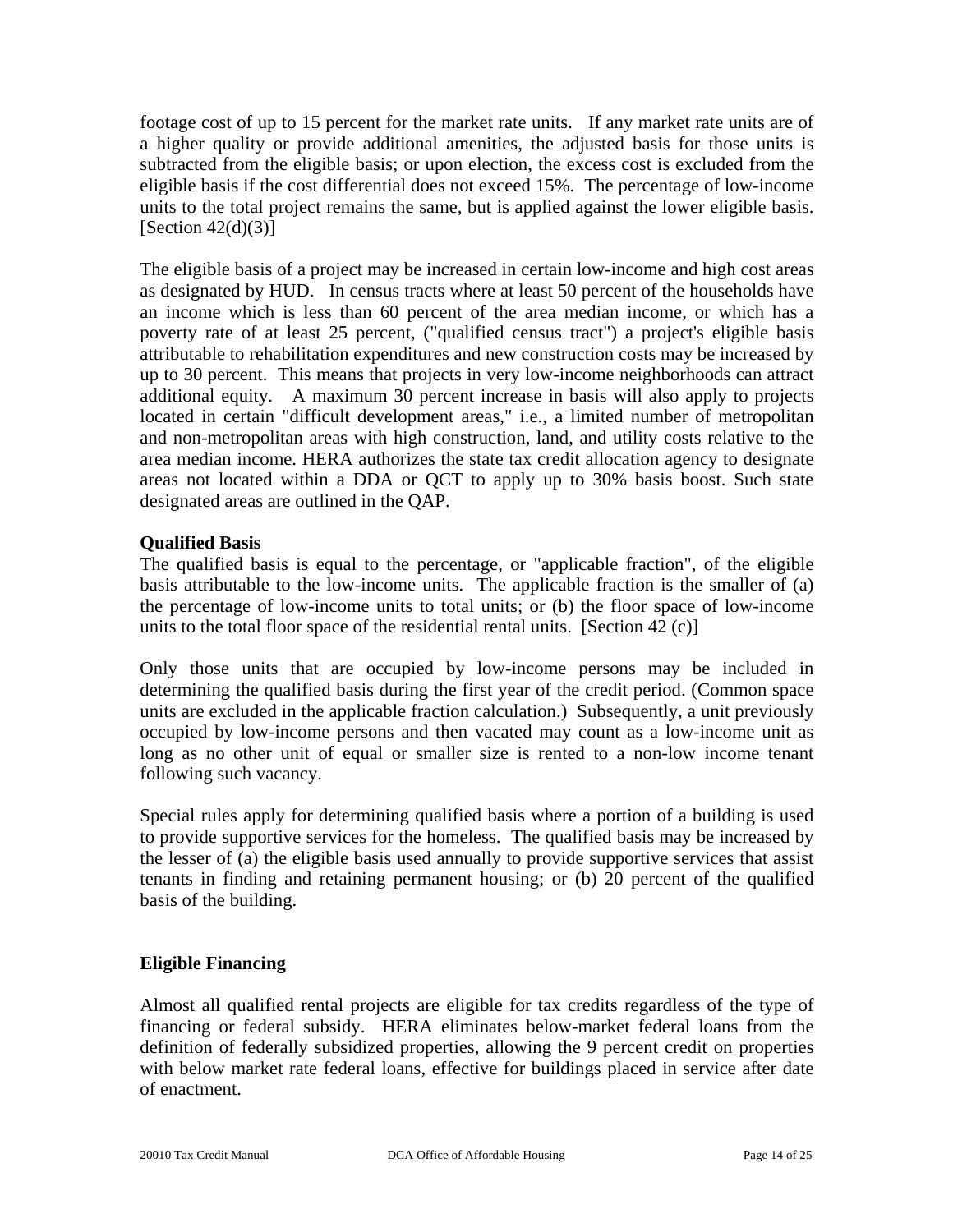footage cost of up to 15 percent for the market rate units. If any market rate units are of a higher quality or provide additional amenities, the adjusted basis for those units is subtracted from the eligible basis; or upon election, the excess cost is excluded from the eligible basis if the cost differential does not exceed 15%. The percentage of low-income units to the total project remains the same, but is applied against the lower eligible basis. [Section 42(d)(3)]

The eligible basis of a project may be increased in certain low-income and high cost areas as designated by HUD. In census tracts where at least 50 percent of the households have an income which is less than 60 percent of the area median income, or which has a poverty rate of at least 25 percent, ("qualified census tract") a project's eligible basis attributable to rehabilitation expenditures and new construction costs may be increased by up to 30 percent. This means that projects in very low-income neighborhoods can attract additional equity. A maximum 30 percent increase in basis will also apply to projects located in certain "difficult development areas," i.e., a limited number of metropolitan and non-metropolitan areas with high construction, land, and utility costs relative to the area median income. HERA authorizes the state tax credit allocation agency to designate areas not located within a DDA or QCT to apply up to 30% basis boost. Such state designated areas are outlined in the QAP.

**Qualified Basis**

The qualified basis is equal to the percentage, or "applicable fraction", of the eligible basis attributable to the low-income units. The applicable fraction is the smaller of (a) the percentage of low-income units to total units; or (b) the floor space of low-income units to the total floor space of the residential rental units. [Section 42 (c)]

Only those units that are occupied by low-income persons may be included in determining the qualified basis during the first year of the credit period. (Common space units are excluded in the applicable fraction calculation.) Subsequently, a unit previously occupied by low-income persons and then vacated may count as a low-income unit as long as no other unit of equal or smaller size is rented to a non-low income tenant following such vacancy.

Special rules apply for determining qualified basis where a portion of a building is used to provide supportive services for the homeless. The qualified basis may be increased by the lesser of (a) the eligible basis used annually to provide supportive services that assist tenants in finding and retaining permanent housing; or (b) 20 percent of the qualified basis of the building.

**Eligible Financing**

Almost all qualified rental projects are eligible for tax credits regardless of the type of financing or federal subsidy. HERA eliminates below-market federal loans from the definition of federally subsidized properties, allowing the 9 percent credit on properties with below market rate federal loans, effective for buildings placed in service after date of enactment.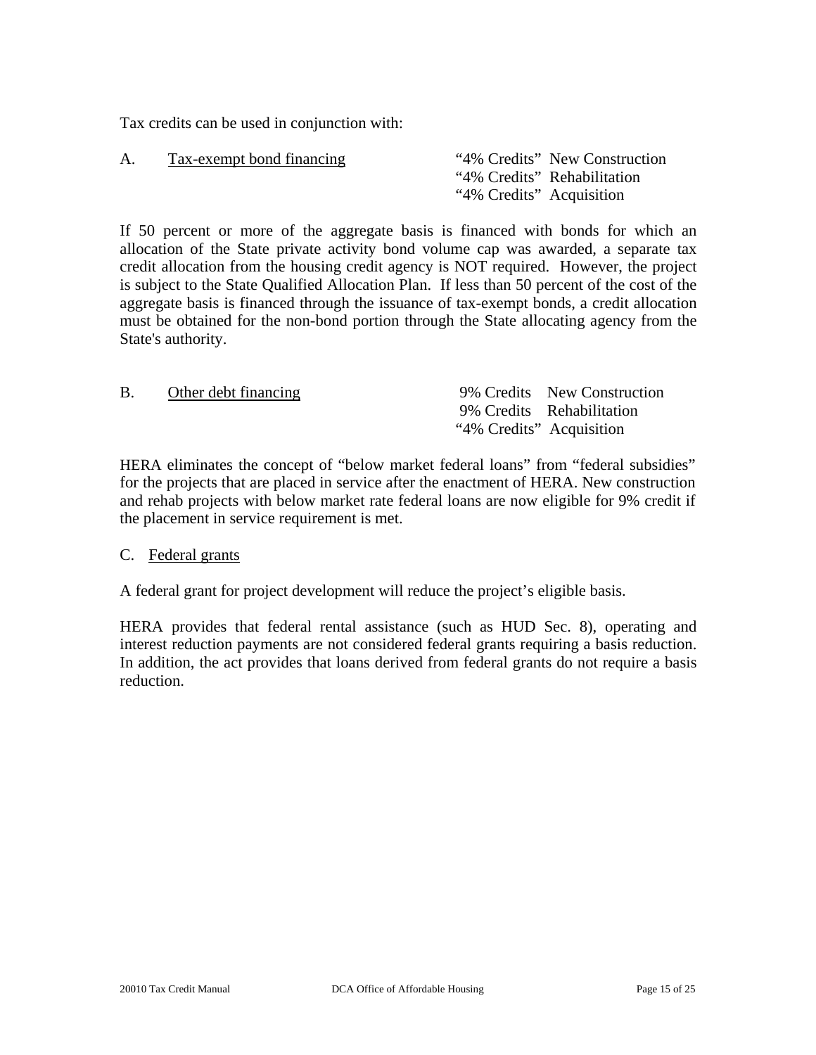Tax credits can be used in conjunction with:

A. <u>Tax-exempt bond financing</u>

"4% Credits" New Construction
"4% Credits" Rehabilitation
"4% Credits" Acquisition

If 50 percent or more of the aggregate basis is financed with bonds for which an allocation of the State private activity bond volume cap was awarded, a separate tax credit allocation from the housing credit agency is NOT required. However, the project is subject to the State Qualified Allocation Plan. If less than 50 percent of the cost of the aggregate basis is financed through the issuance of tax-exempt bonds, a credit allocation must be obtained for the non-bond portion through the State allocating agency from the State's authority.

B. <u>Other debt financing</u>

9% Credits New Construction
9% Credits Rehabilitation
"4% Credits" Acquisition

HERA eliminates the concept of "below market federal loans" from "federal subsidies" for the projects that are placed in service after the enactment of HERA. New construction and rehab projects with below market rate federal loans are now eligible for 9% credit if the placement in service requirement is met.

C. <u>Federal grants</u>

A federal grant for project development will reduce the project's eligible basis.

HERA provides that federal rental assistance (such as HUD Sec. 8), operating and interest reduction payments are not considered federal grants requiring a basis reduction. In addition, the act provides that loans derived from federal grants do not require a basis reduction.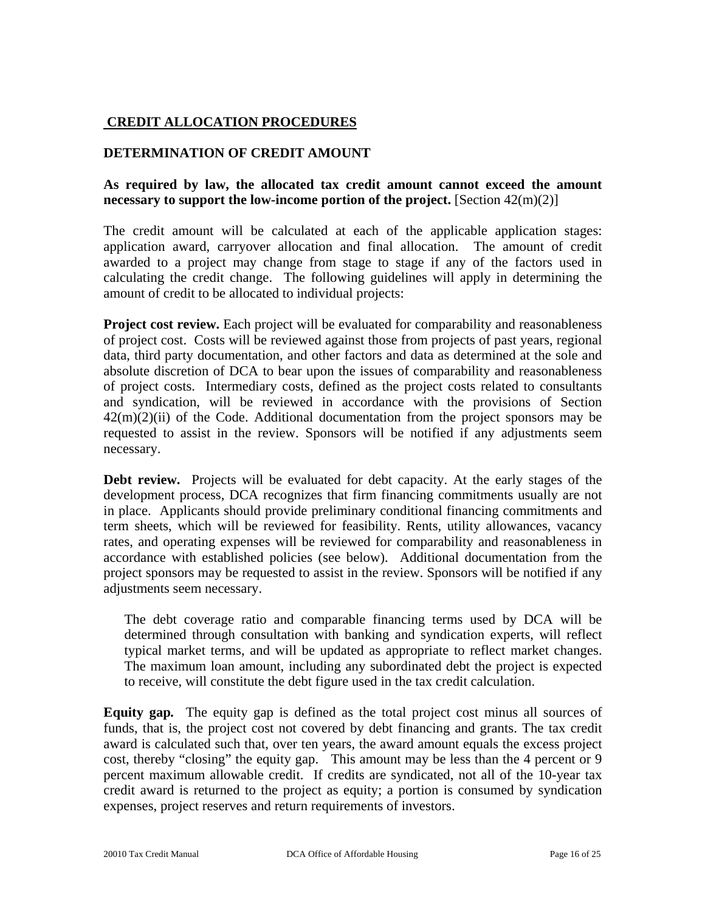## CREDIT ALLOCATION PROCEDURES

### DETERMINATION OF CREDIT AMOUNT

**As required by law, the allocated tax credit amount cannot exceed the amount necessary to support the low-income portion of the project.** [Section 42(m)(2)]

The credit amount will be calculated at each of the applicable application stages: application award, carryover allocation and final allocation. The amount of credit awarded to a project may change from stage to stage if any of the factors used in calculating the credit change. The following guidelines will apply in determining the amount of credit to be allocated to individual projects:

**Project cost review.** Each project will be evaluated for comparability and reasonableness of project cost. Costs will be reviewed against those from projects of past years, regional data, third party documentation, and other factors and data as determined at the sole and absolute discretion of DCA to bear upon the issues of comparability and reasonableness of project costs. Intermediary costs, defined as the project costs related to consultants and syndication, will be reviewed in accordance with the provisions of Section 42(m)(2)(ii) of the Code. Additional documentation from the project sponsors may be requested to assist in the review. Sponsors will be notified if any adjustments seem necessary.

**Debt review.** Projects will be evaluated for debt capacity. At the early stages of the development process, DCA recognizes that firm financing commitments usually are not in place. Applicants should provide preliminary conditional financing commitments and term sheets, which will be reviewed for feasibility. Rents, utility allowances, vacancy rates, and operating expenses will be reviewed for comparability and reasonableness in accordance with established policies (see below). Additional documentation from the project sponsors may be requested to assist in the review. Sponsors will be notified if any adjustments seem necessary.

> The debt coverage ratio and comparable financing terms used by DCA will be determined through consultation with banking and syndication experts, will reflect typical market terms, and will be updated as appropriate to reflect market changes. The maximum loan amount, including any subordinated debt the project is expected to receive, will constitute the debt figure used in the tax credit calculation.

**Equity gap.** The equity gap is defined as the total project cost minus all sources of funds, that is, the project cost not covered by debt financing and grants. The tax credit award is calculated such that, over ten years, the award amount equals the excess project cost, thereby "closing" the equity gap. This amount may be less than the 4 percent or 9 percent maximum allowable credit. If credits are syndicated, not all of the 10-year tax credit award is returned to the project as equity; a portion is consumed by syndication expenses, project reserves and return requirements of investors.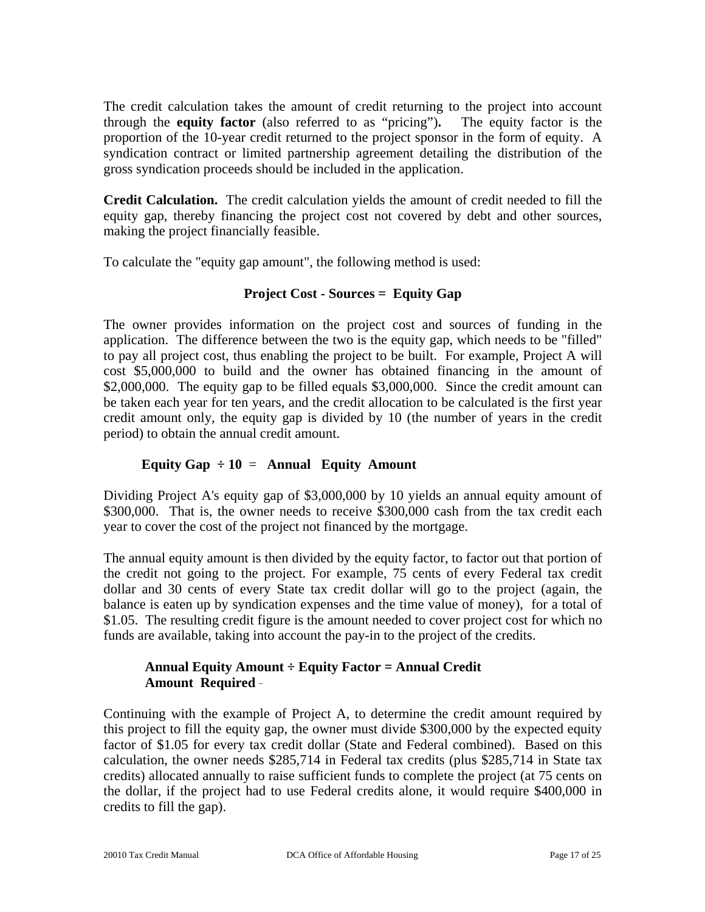The credit calculation takes the amount of credit returning to the project into account through the **equity factor** (also referred to as "pricing")**.** The equity factor is the proportion of the 10-year credit returned to the project sponsor in the form of equity. A syndication contract or limited partnership agreement detailing the distribution of the gross syndication proceeds should be included in the application.

**Credit Calculation.** The credit calculation yields the amount of credit needed to fill the equity gap, thereby financing the project cost not covered by debt and other sources, making the project financially feasible.

To calculate the "equity gap amount", the following method is used:

**Project Cost - Sources = Equity Gap**

The owner provides information on the project cost and sources of funding in the application. The difference between the two is the equity gap, which needs to be "filled" to pay all project cost, thus enabling the project to be built. For example, Project A will cost $5,000,000 to build and the owner has obtained financing in the amount of $2,000,000. The equity gap to be filled equals $3,000,000. Since the credit amount can be taken each year for ten years, and the credit allocation to be calculated is the first year credit amount only, the equity gap is divided by 10 (the number of years in the credit period) to obtain the annual credit amount.

**Equity Gap ÷ 10 = Annual Equity Amount**

Dividing Project A's equity gap of $3,000,000 by 10 yields an annual equity amount of $300,000. That is, the owner needs to receive $300,000 cash from the tax credit each year to cover the cost of the project not financed by the mortgage.

The annual equity amount is then divided by the equity factor, to factor out that portion of the credit not going to the project. For example, 75 cents of every Federal tax credit dollar and 30 cents of every State tax credit dollar will go to the project (again, the balance is eaten up by syndication expenses and the time value of money), for a total of $1.05. The resulting credit figure is the amount needed to cover project cost for which no funds are available, taking into account the pay-in to the project of the credits.

**Annual Equity Amount ÷ Equity Factor = Annual Credit Amount Required**

Continuing with the example of Project A, to determine the credit amount required by this project to fill the equity gap, the owner must divide $300,000 by the expected equity factor of $1.05 for every tax credit dollar (State and Federal combined). Based on this calculation, the owner needs $285,714 in Federal tax credits (plus $285,714 in State tax credits) allocated annually to raise sufficient funds to complete the project (at 75 cents on the dollar, if the project had to use Federal credits alone, it would require $400,000 in credits to fill the gap).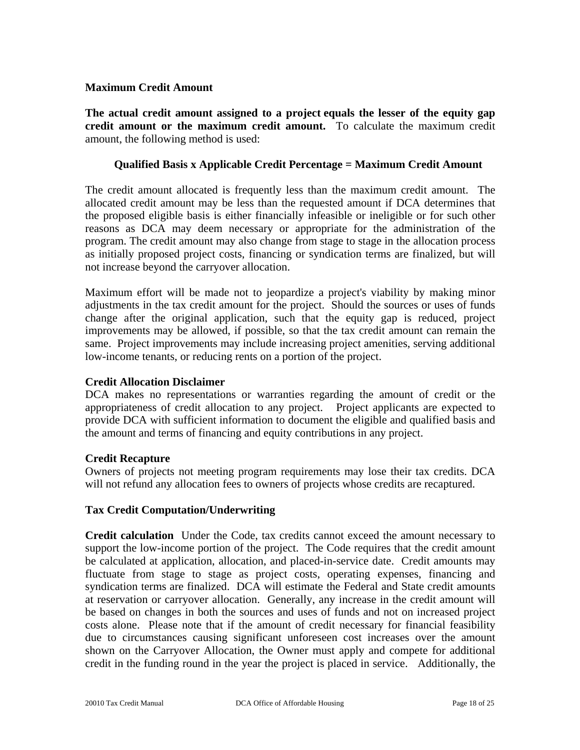**Maximum Credit Amount**

**The actual credit amount assigned to a project equals the lesser of the equity gap credit amount or the maximum credit amount.** To calculate the maximum credit amount, the following method is used:

**Qualified Basis x Applicable Credit Percentage = Maximum Credit Amount**

The credit amount allocated is frequently less than the maximum credit amount. The allocated credit amount may be less than the requested amount if DCA determines that the proposed eligible basis is either financially infeasible or ineligible or for such other reasons as DCA may deem necessary or appropriate for the administration of the program. The credit amount may also change from stage to stage in the allocation process as initially proposed project costs, financing or syndication terms are finalized, but will not increase beyond the carryover allocation.

Maximum effort will be made not to jeopardize a project's viability by making minor adjustments in the tax credit amount for the project. Should the sources or uses of funds change after the original application, such that the equity gap is reduced, project improvements may be allowed, if possible, so that the tax credit amount can remain the same. Project improvements may include increasing project amenities, serving additional low-income tenants, or reducing rents on a portion of the project.

**Credit Allocation Disclaimer**

DCA makes no representations or warranties regarding the amount of credit or the appropriateness of credit allocation to any project. Project applicants are expected to provide DCA with sufficient information to document the eligible and qualified basis and the amount and terms of financing and equity contributions in any project.

**Credit Recapture**

Owners of projects not meeting program requirements may lose their tax credits. DCA will not refund any allocation fees to owners of projects whose credits are recaptured.

**Tax Credit Computation/Underwriting**

**Credit calculation** Under the Code, tax credits cannot exceed the amount necessary to support the low-income portion of the project. The Code requires that the credit amount be calculated at application, allocation, and placed-in-service date. Credit amounts may fluctuate from stage to stage as project costs, operating expenses, financing and syndication terms are finalized. DCA will estimate the Federal and State credit amounts at reservation or carryover allocation. Generally, any increase in the credit amount will be based on changes in both the sources and uses of funds and not on increased project costs alone. Please note that if the amount of credit necessary for financial feasibility due to circumstances causing significant unforeseen cost increases over the amount shown on the Carryover Allocation, the Owner must apply and compete for additional credit in the funding round in the year the project is placed in service. Additionally, the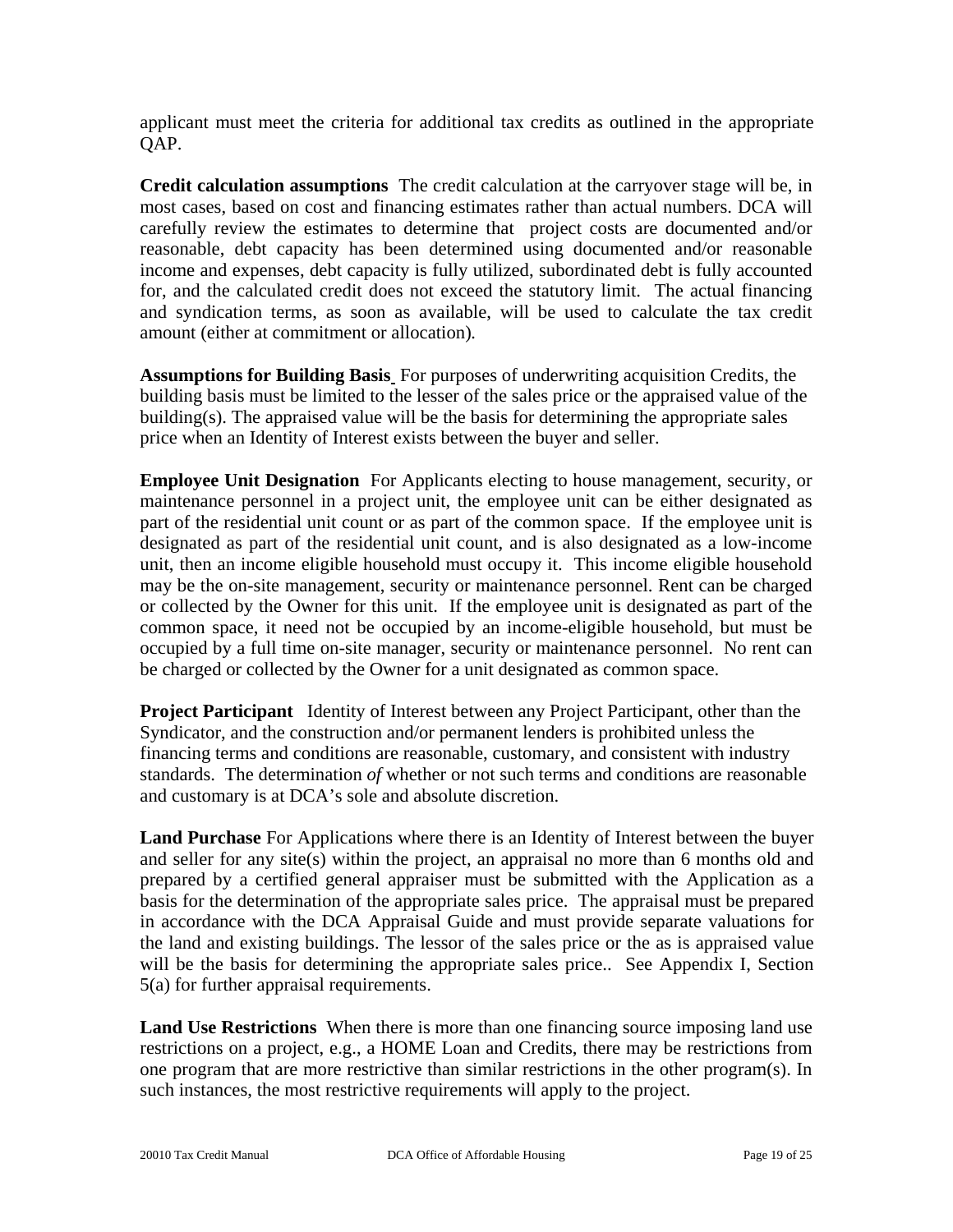applicant must meet the criteria for additional tax credits as outlined in the appropriate QAP.

**Credit calculation assumptions** The credit calculation at the carryover stage will be, in most cases, based on cost and financing estimates rather than actual numbers. DCA will carefully review the estimates to determine that project costs are documented and/or reasonable, debt capacity has been determined using documented and/or reasonable income and expenses, debt capacity is fully utilized, subordinated debt is fully accounted for, and the calculated credit does not exceed the statutory limit. The actual financing and syndication terms, as soon as available, will be used to calculate the tax credit amount (either at commitment or allocation).

**Assumptions for Building Basis** For purposes of underwriting acquisition Credits, the building basis must be limited to the lesser of the sales price or the appraised value of the building(s). The appraised value will be the basis for determining the appropriate sales price when an Identity of Interest exists between the buyer and seller.

**Employee Unit Designation** For Applicants electing to house management, security, or maintenance personnel in a project unit, the employee unit can be either designated as part of the residential unit count or as part of the common space. If the employee unit is designated as part of the residential unit count, and is also designated as a low-income unit, then an income eligible household must occupy it. This income eligible household may be the on-site management, security or maintenance personnel. Rent can be charged or collected by the Owner for this unit. If the employee unit is designated as part of the common space, it need not be occupied by an income-eligible household, but must be occupied by a full time on-site manager, security or maintenance personnel. No rent can be charged or collected by the Owner for a unit designated as common space.

**Project Participant** Identity of Interest between any Project Participant, other than the Syndicator, and the construction and/or permanent lenders is prohibited unless the financing terms and conditions are reasonable, customary, and consistent with industry standards. The determination *of* whether or not such terms and conditions are reasonable and customary is at DCA's sole and absolute discretion.

**Land Purchase** For Applications where there is an Identity of Interest between the buyer and seller for any site(s) within the project, an appraisal no more than 6 months old and prepared by a certified general appraiser must be submitted with the Application as a basis for the determination of the appropriate sales price. The appraisal must be prepared in accordance with the DCA Appraisal Guide and must provide separate valuations for the land and existing buildings. The lessor of the sales price or the as is appraised value will be the basis for determining the appropriate sales price.. See Appendix I, Section 5(a) for further appraisal requirements.

**Land Use Restrictions** When there is more than one financing source imposing land use restrictions on a project, e.g., a HOME Loan and Credits, there may be restrictions from one program that are more restrictive than similar restrictions in the other program(s). In such instances, the most restrictive requirements will apply to the project.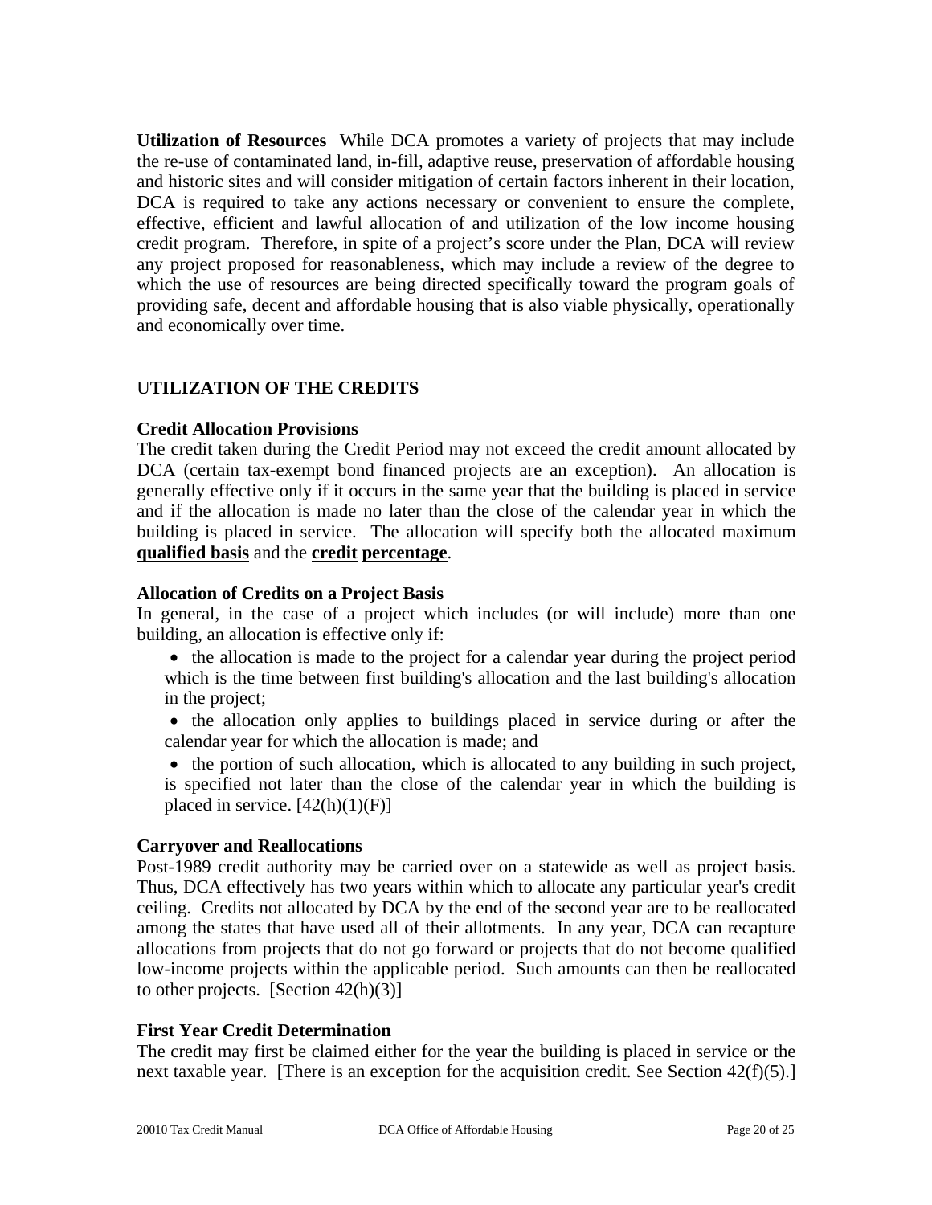**Utilization of Resources** While DCA promotes a variety of projects that may include the re-use of contaminated land, in-fill, adaptive reuse, preservation of affordable housing and historic sites and will consider mitigation of certain factors inherent in their location, DCA is required to take any actions necessary or convenient to ensure the complete, effective, efficient and lawful allocation of and utilization of the low income housing credit program. Therefore, in spite of a project's score under the Plan, DCA will review any project proposed for reasonableness, which may include a review of the degree to which the use of resources are being directed specifically toward the program goals of providing safe, decent and affordable housing that is also viable physically, operationally and economically over time.

## UTILIZATION OF THE CREDITS

### Credit Allocation Provisions

The credit taken during the Credit Period may not exceed the credit amount allocated by DCA (certain tax-exempt bond financed projects are an exception). An allocation is generally effective only if it occurs in the same year that the building is placed in service and if the allocation is made no later than the close of the calendar year in which the building is placed in service. The allocation will specify both the allocated maximum **qualified basis** and the **credit percentage**.

### Allocation of Credits on a Project Basis

In general, in the case of a project which includes (or will include) more than one building, an allocation is effective only if:

- the allocation is made to the project for a calendar year during the project period which is the time between first building's allocation and the last building's allocation in the project;
- the allocation only applies to buildings placed in service during or after the calendar year for which the allocation is made; and
- the portion of such allocation, which is allocated to any building in such project, is specified not later than the close of the calendar year in which the building is placed in service. [42(h)(1)(F)]

### Carryover and Reallocations

Post-1989 credit authority may be carried over on a statewide as well as project basis. Thus, DCA effectively has two years within which to allocate any particular year's credit ceiling. Credits not allocated by DCA by the end of the second year are to be reallocated among the states that have used all of their allotments. In any year, DCA can recapture allocations from projects that do not go forward or projects that do not become qualified low-income projects within the applicable period. Such amounts can then be reallocated to other projects. [Section 42(h)(3)]

### First Year Credit Determination

The credit may first be claimed either for the year the building is placed in service or the next taxable year. [There is an exception for the acquisition credit. See Section 42(f)(5).]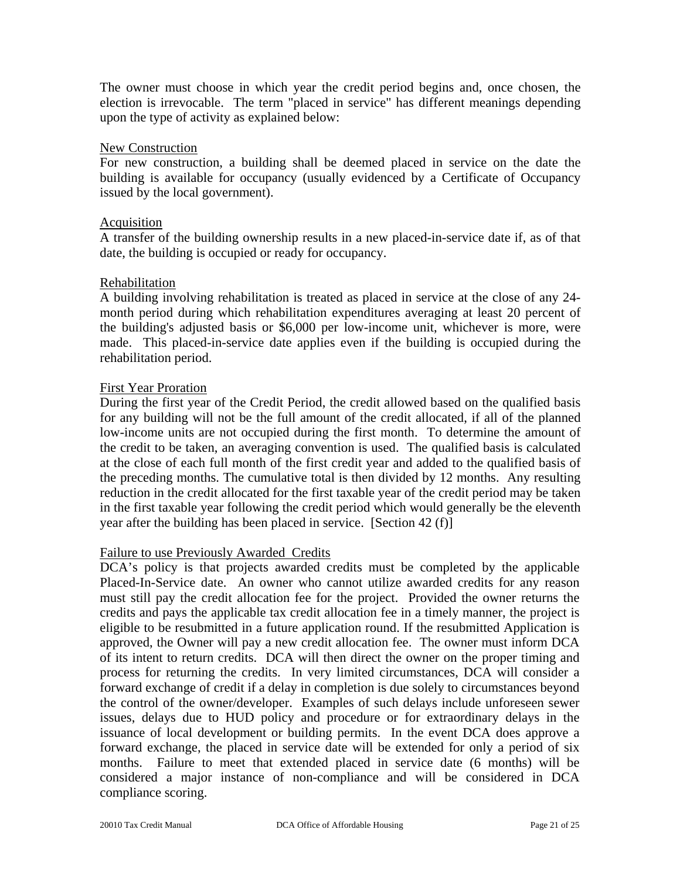The owner must choose in which year the credit period begins and, once chosen, the election is irrevocable. The term "placed in service" has different meanings depending upon the type of activity as explained below:

<u>New Construction</u>
For new construction, a building shall be deemed placed in service on the date the building is available for occupancy (usually evidenced by a Certificate of Occupancy issued by the local government).

<u>Acquisition</u>
A transfer of the building ownership results in a new placed-in-service date if, as of that date, the building is occupied or ready for occupancy.

<u>Rehabilitation</u>
A building involving rehabilitation is treated as placed in service at the close of any 24-month period during which rehabilitation expenditures averaging at least 20 percent of the building's adjusted basis or $6,000 per low-income unit, whichever is more, were made. This placed-in-service date applies even if the building is occupied during the rehabilitation period.

<u>First Year Proration</u>
During the first year of the Credit Period, the credit allowed based on the qualified basis for any building will not be the full amount of the credit allocated, if all of the planned low-income units are not occupied during the first month. To determine the amount of the credit to be taken, an averaging convention is used. The qualified basis is calculated at the close of each full month of the first credit year and added to the qualified basis of the preceding months. The cumulative total is then divided by 12 months. Any resulting reduction in the credit allocated for the first taxable year of the credit period may be taken in the first taxable year following the credit period which would generally be the eleventh year after the building has been placed in service. [Section 42 (f)]

<u>Failure to use Previously Awarded Credits</u>
DCA's policy is that projects awarded credits must be completed by the applicable Placed-In-Service date. An owner who cannot utilize awarded credits for any reason must still pay the credit allocation fee for the project. Provided the owner returns the credits and pays the applicable tax credit allocation fee in a timely manner, the project is eligible to be resubmitted in a future application round. If the resubmitted Application is approved, the Owner will pay a new credit allocation fee. The owner must inform DCA of its intent to return credits. DCA will then direct the owner on the proper timing and process for returning the credits. In very limited circumstances, DCA will consider a forward exchange of credit if a delay in completion is due solely to circumstances beyond the control of the owner/developer. Examples of such delays include unforeseen sewer issues, delays due to HUD policy and procedure or for extraordinary delays in the issuance of local development or building permits. In the event DCA does approve a forward exchange, the placed in service date will be extended for only a period of six months. Failure to meet that extended placed in service date (6 months) will be considered a major instance of non-compliance and will be considered in DCA compliance scoring.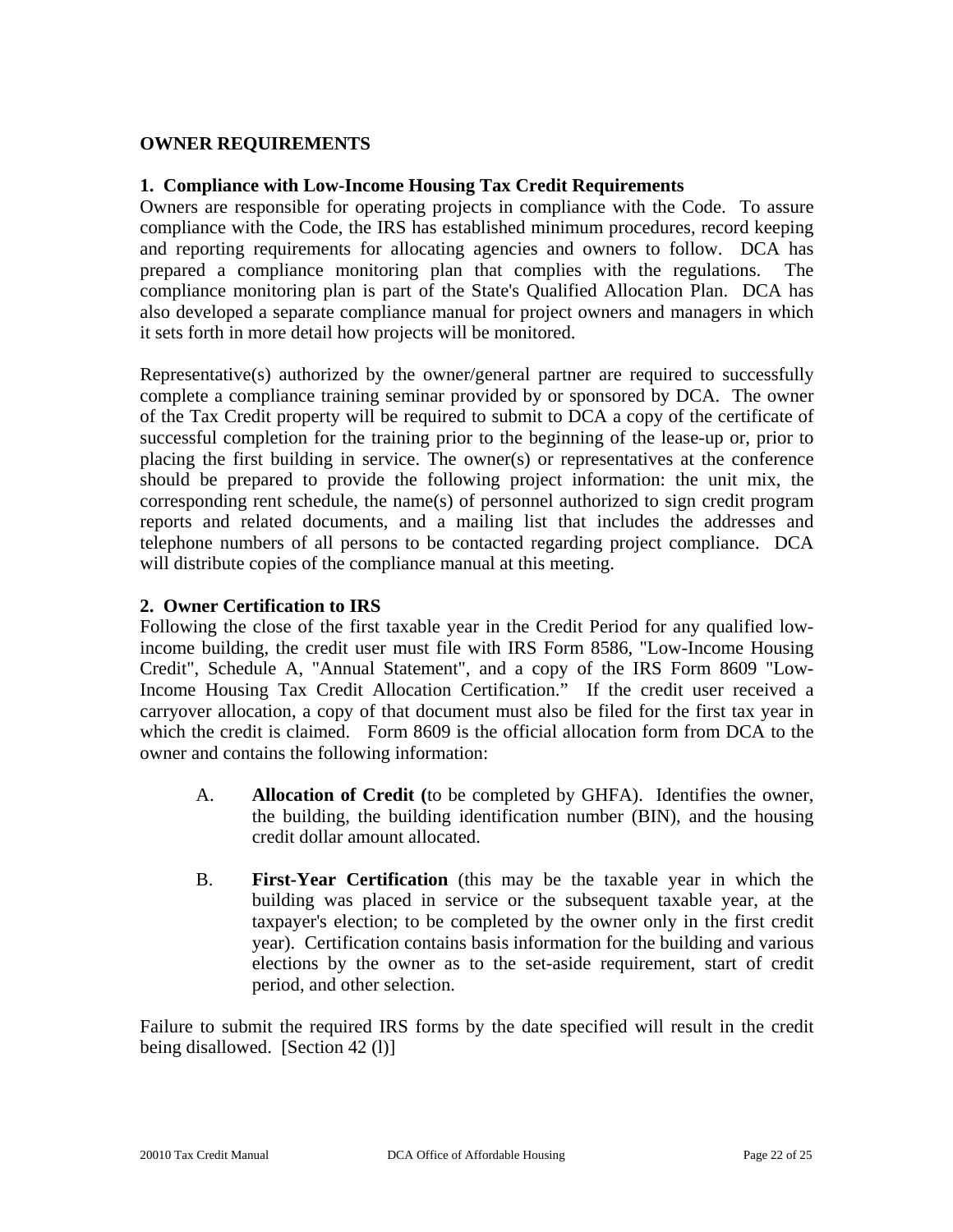## OWNER REQUIREMENTS

### 1. Compliance with Low-Income Housing Tax Credit Requirements

Owners are responsible for operating projects in compliance with the Code. To assure compliance with the Code, the IRS has established minimum procedures, record keeping and reporting requirements for allocating agencies and owners to follow. DCA has prepared a compliance monitoring plan that complies with the regulations. The compliance monitoring plan is part of the State's Qualified Allocation Plan. DCA has also developed a separate compliance manual for project owners and managers in which it sets forth in more detail how projects will be monitored.

Representative(s) authorized by the owner/general partner are required to successfully complete a compliance training seminar provided by or sponsored by DCA. The owner of the Tax Credit property will be required to submit to DCA a copy of the certificate of successful completion for the training prior to the beginning of the lease-up or, prior to placing the first building in service. The owner(s) or representatives at the conference should be prepared to provide the following project information: the unit mix, the corresponding rent schedule, the name(s) of personnel authorized to sign credit program reports and related documents, and a mailing list that includes the addresses and telephone numbers of all persons to be contacted regarding project compliance. DCA will distribute copies of the compliance manual at this meeting.

### 2. Owner Certification to IRS

Following the close of the first taxable year in the Credit Period for any qualified low-income building, the credit user must file with IRS Form 8586, "Low-Income Housing Credit", Schedule A, "Annual Statement", and a copy of the IRS Form 8609 "Low-Income Housing Tax Credit Allocation Certification." If the credit user received a carryover allocation, a copy of that document must also be filed for the first tax year in which the credit is claimed. Form 8609 is the official allocation form from DCA to the owner and contains the following information:

A. **Allocation of Credit (**to be completed by GHFA). Identifies the owner, the building, the building identification number (BIN), and the housing credit dollar amount allocated.

B. **First-Year Certification** (this may be the taxable year in which the building was placed in service or the subsequent taxable year, at the taxpayer's election; to be completed by the owner only in the first credit year). Certification contains basis information for the building and various elections by the owner as to the set-aside requirement, start of credit period, and other selection.

Failure to submit the required IRS forms by the date specified will result in the credit being disallowed. [Section 42 (l)]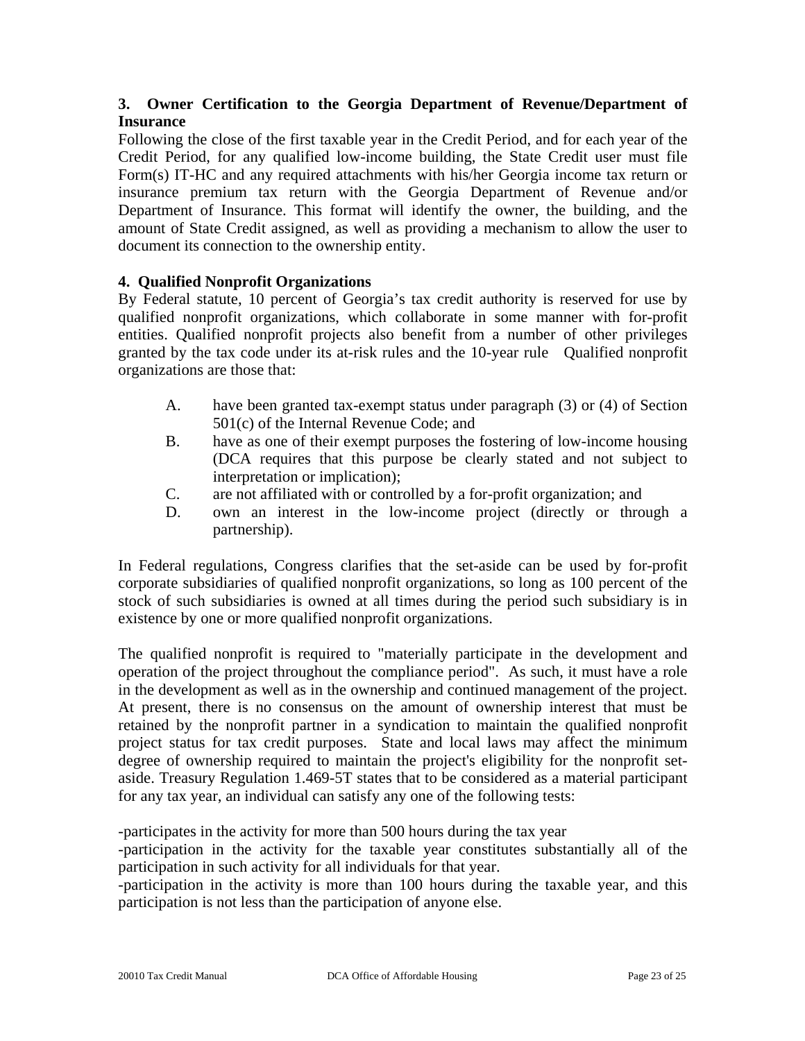### 3. Owner Certification to the Georgia Department of Revenue/Department of Insurance

Following the close of the first taxable year in the Credit Period, and for each year of the Credit Period, for any qualified low-income building, the State Credit user must file Form(s) IT-HC and any required attachments with his/her Georgia income tax return or insurance premium tax return with the Georgia Department of Revenue and/or Department of Insurance. This format will identify the owner, the building, and the amount of State Credit assigned, as well as providing a mechanism to allow the user to document its connection to the ownership entity.

### 4. Qualified Nonprofit Organizations

By Federal statute, 10 percent of Georgia's tax credit authority is reserved for use by qualified nonprofit organizations, which collaborate in some manner with for-profit entities. Qualified nonprofit projects also benefit from a number of other privileges granted by the tax code under its at-risk rules and the 10-year rule Qualified nonprofit organizations are those that:

A. have been granted tax-exempt status under paragraph (3) or (4) of Section 501(c) of the Internal Revenue Code; and
B. have as one of their exempt purposes the fostering of low-income housing (DCA requires that this purpose be clearly stated and not subject to interpretation or implication);
C. are not affiliated with or controlled by a for-profit organization; and
D. own an interest in the low-income project (directly or through a partnership).

In Federal regulations, Congress clarifies that the set-aside can be used by for-profit corporate subsidiaries of qualified nonprofit organizations, so long as 100 percent of the stock of such subsidiaries is owned at all times during the period such subsidiary is in existence by one or more qualified nonprofit organizations.

The qualified nonprofit is required to "materially participate in the development and operation of the project throughout the compliance period". As such, it must have a role in the development as well as in the ownership and continued management of the project. At present, there is no consensus on the amount of ownership interest that must be retained by the nonprofit partner in a syndication to maintain the qualified nonprofit project status for tax credit purposes. State and local laws may affect the minimum degree of ownership required to maintain the project's eligibility for the nonprofit set-aside. Treasury Regulation 1.469-5T states that to be considered as a material participant for any tax year, an individual can satisfy any one of the following tests:

-participates in the activity for more than 500 hours during the tax year

-participation in the activity for the taxable year constitutes substantially all of the participation in such activity for all individuals for that year.

-participation in the activity is more than 100 hours during the taxable year, and this participation is not less than the participation of anyone else.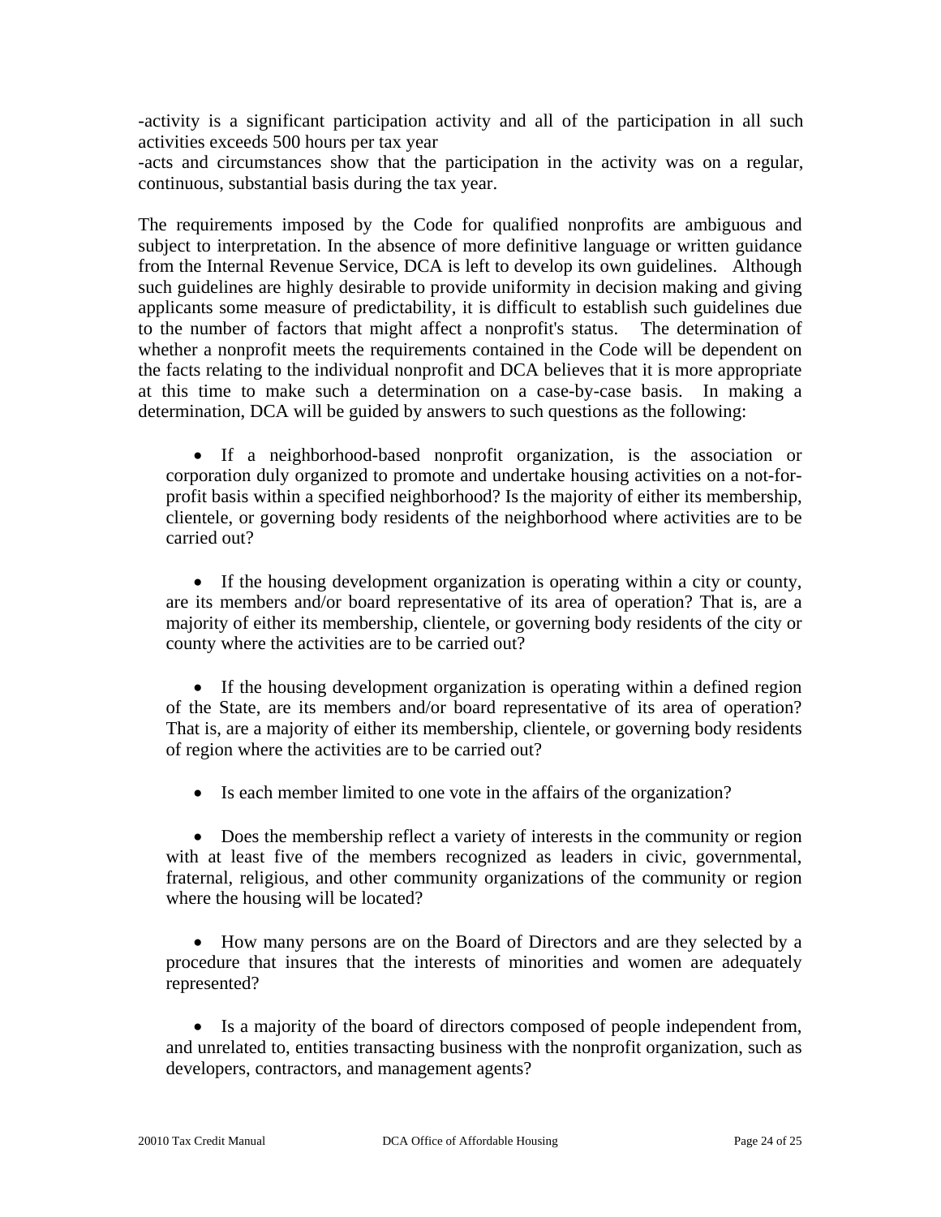-activity is a significant participation activity and all of the participation in all such activities exceeds 500 hours per tax year

-acts and circumstances show that the participation in the activity was on a regular, continuous, substantial basis during the tax year.

The requirements imposed by the Code for qualified nonprofits are ambiguous and subject to interpretation. In the absence of more definitive language or written guidance from the Internal Revenue Service, DCA is left to develop its own guidelines. Although such guidelines are highly desirable to provide uniformity in decision making and giving applicants some measure of predictability, it is difficult to establish such guidelines due to the number of factors that might affect a nonprofit's status. The determination of whether a nonprofit meets the requirements contained in the Code will be dependent on the facts relating to the individual nonprofit and DCA believes that it is more appropriate at this time to make such a determination on a case-by-case basis. In making a determination, DCA will be guided by answers to such questions as the following:

- If a neighborhood-based nonprofit organization, is the association or corporation duly organized to promote and undertake housing activities on a not-for-profit basis within a specified neighborhood? Is the majority of either its membership, clientele, or governing body residents of the neighborhood where activities are to be carried out?

- If the housing development organization is operating within a city or county, are its members and/or board representative of its area of operation? That is, are a majority of either its membership, clientele, or governing body residents of the city or county where the activities are to be carried out?

- If the housing development organization is operating within a defined region of the State, are its members and/or board representative of its area of operation? That is, are a majority of either its membership, clientele, or governing body residents of region where the activities are to be carried out?

- Is each member limited to one vote in the affairs of the organization?

- Does the membership reflect a variety of interests in the community or region with at least five of the members recognized as leaders in civic, governmental, fraternal, religious, and other community organizations of the community or region where the housing will be located?

- How many persons are on the Board of Directors and are they selected by a procedure that insures that the interests of minorities and women are adequately represented?

- Is a majority of the board of directors composed of people independent from, and unrelated to, entities transacting business with the nonprofit organization, such as developers, contractors, and management agents?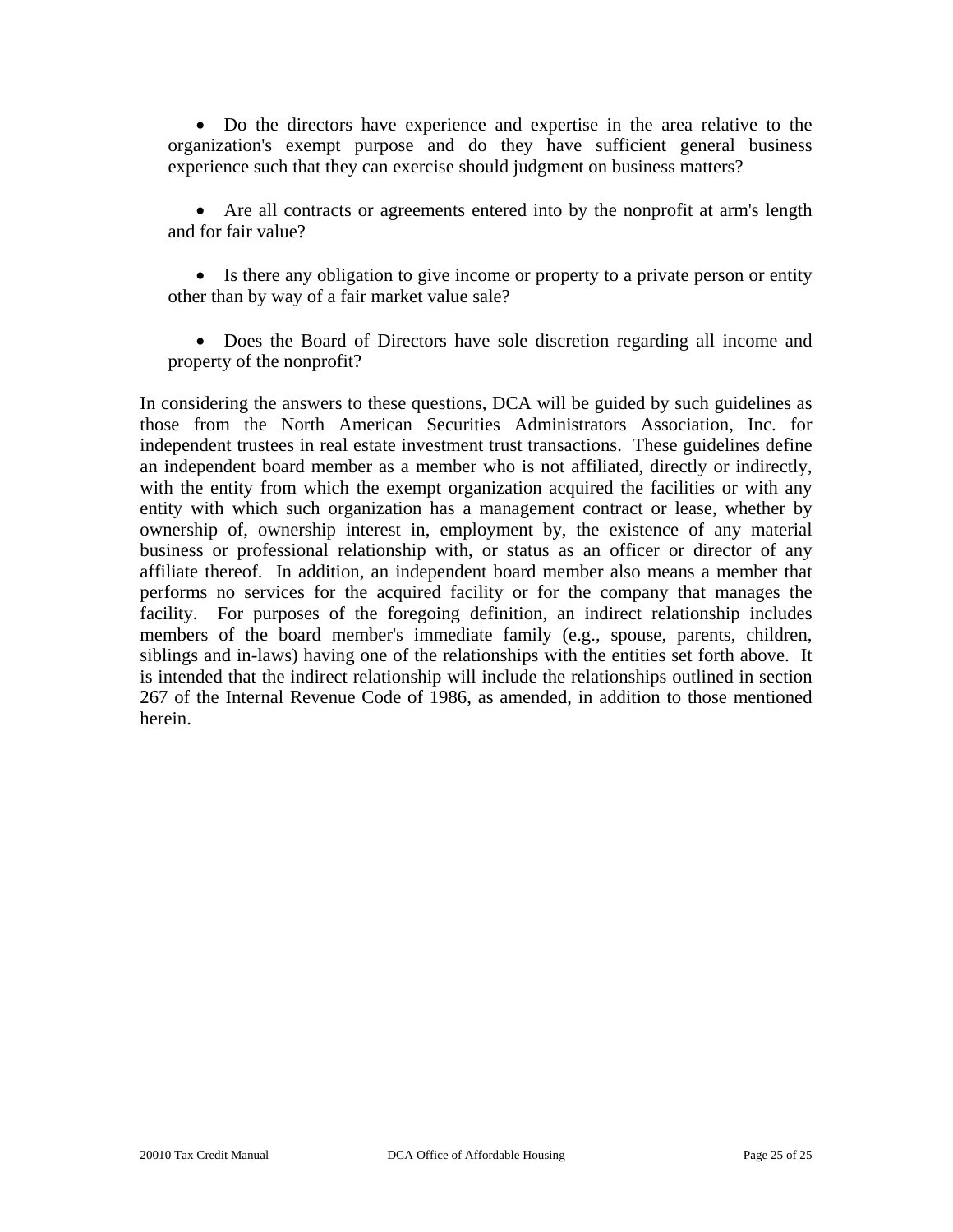- Do the directors have experience and expertise in the area relative to the organization's exempt purpose and do they have sufficient general business experience such that they can exercise should judgment on business matters?

- Are all contracts or agreements entered into by the nonprofit at arm's length and for fair value?

- Is there any obligation to give income or property to a private person or entity other than by way of a fair market value sale?

- Does the Board of Directors have sole discretion regarding all income and property of the nonprofit?

In considering the answers to these questions, DCA will be guided by such guidelines as those from the North American Securities Administrators Association, Inc. for independent trustees in real estate investment trust transactions. These guidelines define an independent board member as a member who is not affiliated, directly or indirectly, with the entity from which the exempt organization acquired the facilities or with any entity with which such organization has a management contract or lease, whether by ownership of, ownership interest in, employment by, the existence of any material business or professional relationship with, or status as an officer or director of any affiliate thereof. In addition, an independent board member also means a member that performs no services for the acquired facility or for the company that manages the facility. For purposes of the foregoing definition, an indirect relationship includes members of the board member's immediate family (e.g., spouse, parents, children, siblings and in-laws) having one of the relationships with the entities set forth above. It is intended that the indirect relationship will include the relationships outlined in section 267 of the Internal Revenue Code of 1986, as amended, in addition to those mentioned herein.